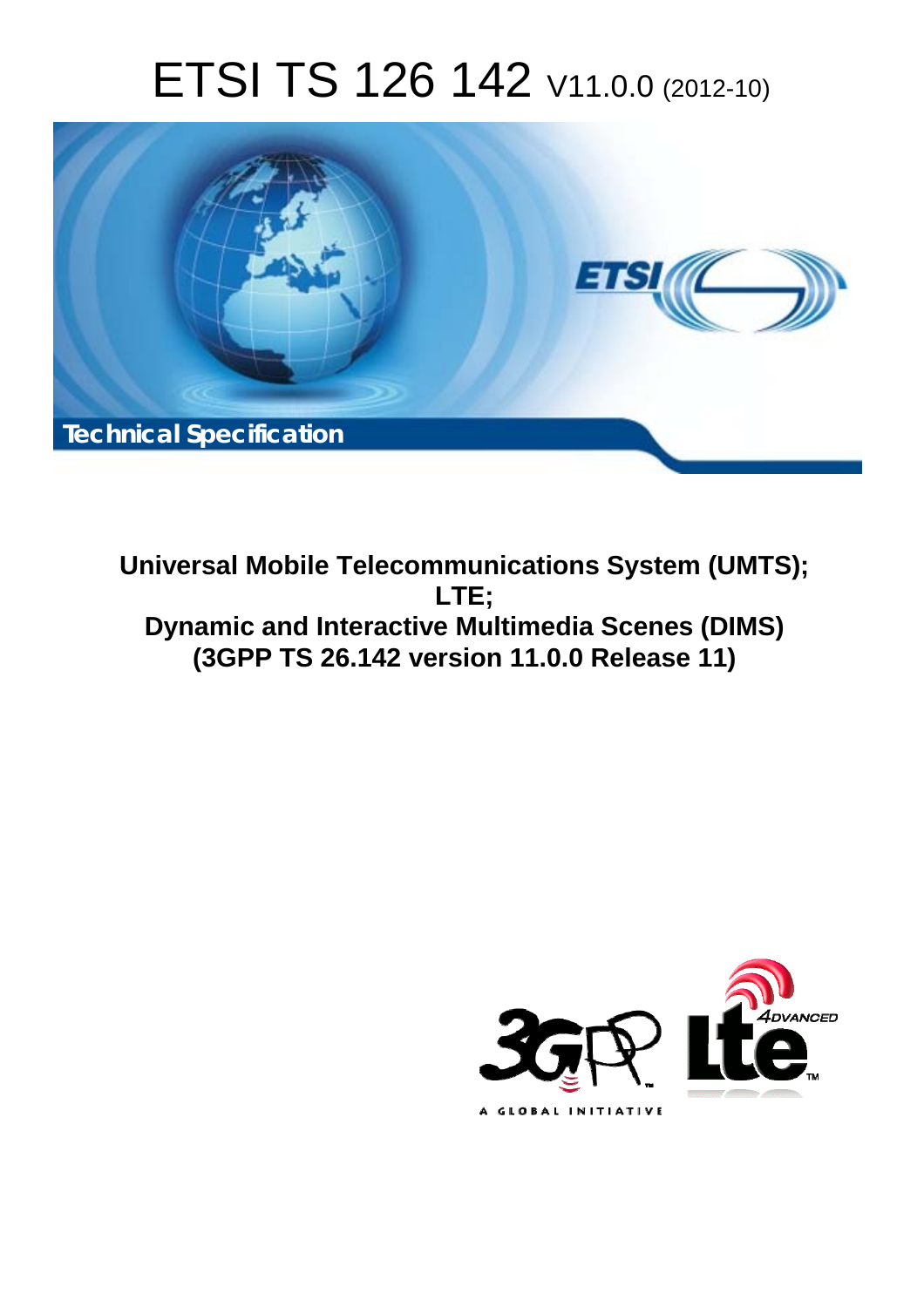# ETSI TS 126 142 V11.0.0 (2012-10)

Technical Specification

**Universal Mobile Telecommunications System (UMTS);**
**LTE;**
**Dynamic and Interactive Multimedia Scenes (DIMS)**
**(3GPP TS 26.142 version 11.0.0 Release 11)**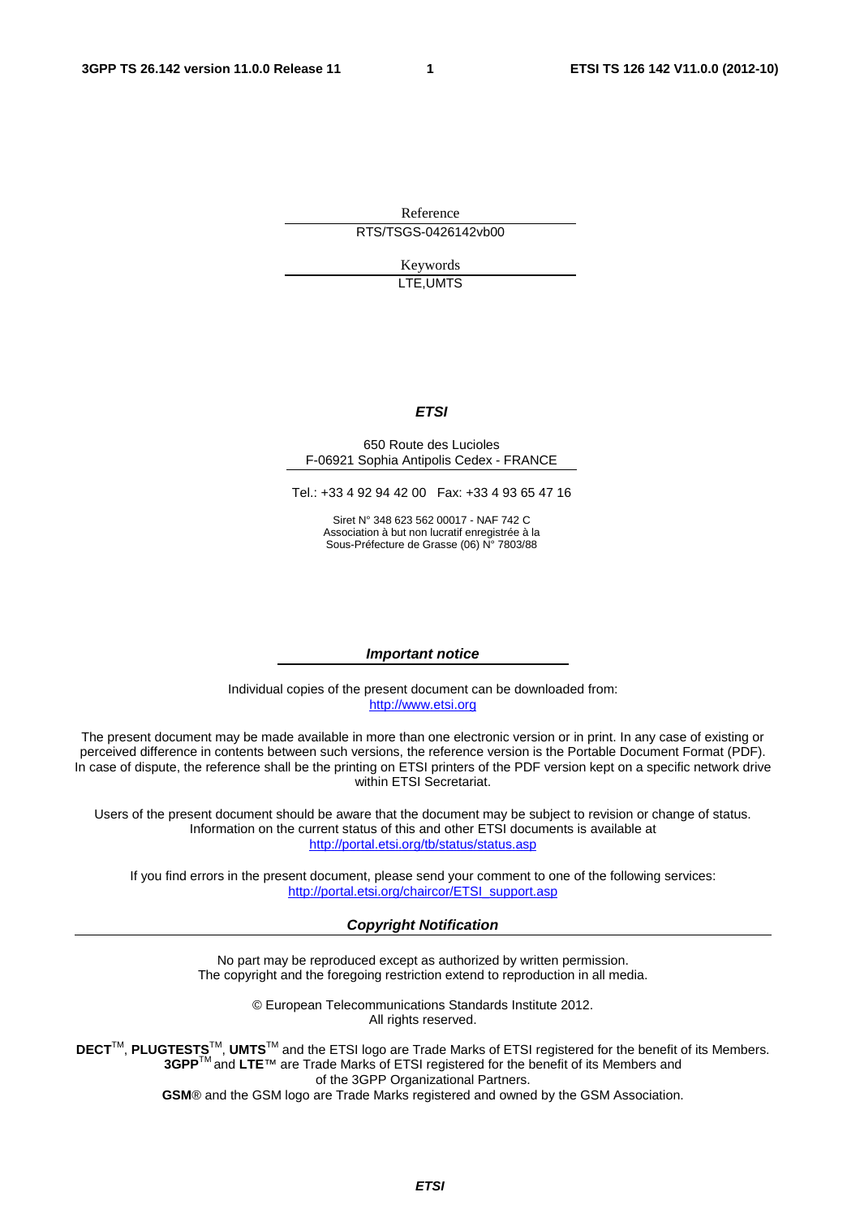Reference

RTS/TSGS-0426142vb00

Keywords

LTE,UMTS

***ETSI***

650 Route des Lucioles
F-06921 Sophia Antipolis Cedex - FRANCE

Tel.: +33 4 92 94 42 00 Fax: +33 4 93 65 47 16

Siret N° 348 623 562 00017 - NAF 742 C
Association à but non lucratif enregistrée à la
Sous-Préfecture de Grasse (06) N° 7803/88

***Important notice***

Individual copies of the present document can be downloaded from:
http://www.etsi.org

The present document may be made available in more than one electronic version or in print. In any case of existing or perceived difference in contents between such versions, the reference version is the Portable Document Format (PDF). In case of dispute, the reference shall be the printing on ETSI printers of the PDF version kept on a specific network drive within ETSI Secretariat.

Users of the present document should be aware that the document may be subject to revision or change of status. Information on the current status of this and other ETSI documents is available at
http://portal.etsi.org/tb/status/status.asp

If you find errors in the present document, please send your comment to one of the following services:
http://portal.etsi.org/chaircor/ETSI_support.asp

***Copyright Notification***

No part may be reproduced except as authorized by written permission.
The copyright and the foregoing restriction extend to reproduction in all media.

© European Telecommunications Standards Institute 2012.
All rights reserved.

**DECT**™, **PLUGTESTS**™, **UMTS**™ and the ETSI logo are Trade Marks of ETSI registered for the benefit of its Members.
**3GPP**™ and **LTE**™ are Trade Marks of ETSI registered for the benefit of its Members and of the 3GPP Organizational Partners.
**GSM**® and the GSM logo are Trade Marks registered and owned by the GSM Association.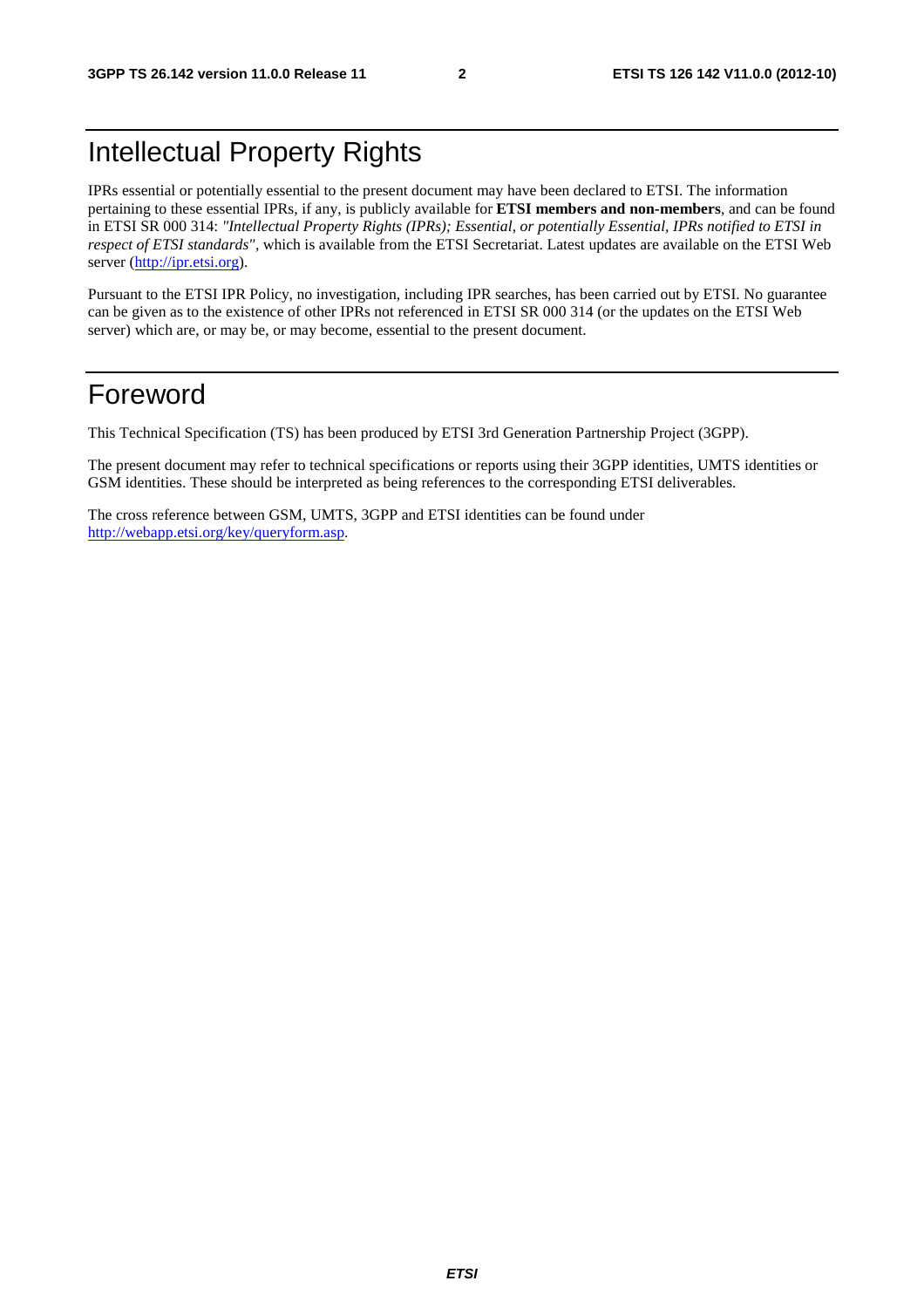# Intellectual Property Rights

IPRs essential or potentially essential to the present document may have been declared to ETSI. The information pertaining to these essential IPRs, if any, is publicly available for **ETSI members and non-members**, and can be found in ETSI SR 000 314: *"Intellectual Property Rights (IPRs); Essential, or potentially Essential, IPRs notified to ETSI in respect of ETSI standards"*, which is available from the ETSI Secretariat. Latest updates are available on the ETSI Web server (http://ipr.etsi.org).

Pursuant to the ETSI IPR Policy, no investigation, including IPR searches, has been carried out by ETSI. No guarantee can be given as to the existence of other IPRs not referenced in ETSI SR 000 314 (or the updates on the ETSI Web server) which are, or may be, or may become, essential to the present document.

# Foreword

This Technical Specification (TS) has been produced by ETSI 3rd Generation Partnership Project (3GPP).

The present document may refer to technical specifications or reports using their 3GPP identities, UMTS identities or GSM identities. These should be interpreted as being references to the corresponding ETSI deliverables.

The cross reference between GSM, UMTS, 3GPP and ETSI identities can be found under http://webapp.etsi.org/key/queryform.asp.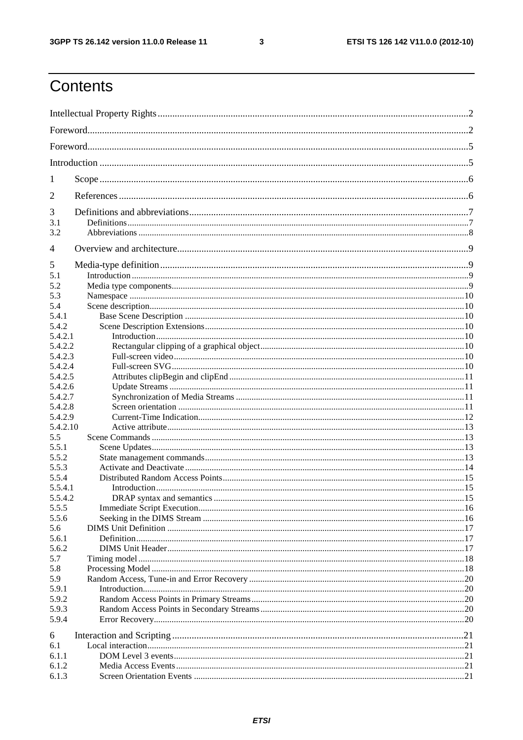# Contents

Intellectual Property Rights ........................................................................................................................2

Foreword.....................................................................................................................................................2

Foreword.....................................................................................................................................................5

Introduction ................................................................................................................................................5

1 Scope ......................................................................................................................................................6

2 References ..............................................................................................................................................6

3 Definitions and abbreviations..................................................................................................................7

3.1 Definitions ..........................................................................................................................................7

3.2 Abbreviations .....................................................................................................................................8

4 Overview and architecture.......................................................................................................................9

5 Media-type definition..............................................................................................................................9

5.1 Introduction ........................................................................................................................................9

5.2 Media type components......................................................................................................................9

5.3 Namespace .......................................................................................................................................10

5.4 Scene description..............................................................................................................................10

5.4.1 Base Scene Description ..................................................................................................................10

5.4.2 Scene Description Extensions..........................................................................................................10

5.4.2.1 Introduction ................................................................................................................................10

5.4.2.2 Rectangular clipping of a graphical object....................................................................................10

5.4.2.3 Full-screen video.........................................................................................................................10

5.4.2.4 Full-screen SVG..........................................................................................................................10

5.4.2.5 Attributes clipBegin and clipEnd .................................................................................................11

5.4.2.6 Update Streams ..........................................................................................................................11

5.4.2.7 Synchronization of Media Streams ..............................................................................................11

5.4.2.8 Screen orientation .......................................................................................................................11

5.4.2.9 Current-Time Indication...............................................................................................................12

5.4.2.10 Active attribute............................................................................................................................13

5.5 Scene Commands .............................................................................................................................13

5.5.1 Scene Updates................................................................................................................................13

5.5.2 State management commands.........................................................................................................13

5.5.3 Activate and Deactivate ..................................................................................................................14

5.5.4 Distributed Random Access Points..................................................................................................15

5.5.4.1 Introduction ................................................................................................................................15

5.5.4.2 DRAP syntax and semantics ........................................................................................................15

5.5.5 Immediate Script Execution.............................................................................................................16

5.5.6 Seeking in the DIMS Stream ...........................................................................................................16

5.6 DIMS Unit Definition .......................................................................................................................17

5.6.1 Definition........................................................................................................................................17

5.6.2 DIMS Unit Header...........................................................................................................................17

5.7 Timing model ...................................................................................................................................18

5.8 Processing Model .............................................................................................................................18

5.9 Random Access, Tune-in and Error Recovery ....................................................................................20

5.9.1 Introduction.....................................................................................................................................20

5.9.2 Random Access Points in Primary Streams........................................................................................20

5.9.3 Random Access Points in Secondary Streams....................................................................................20

5.9.4 Error Recovery................................................................................................................................20

6 Interaction and Scripting .......................................................................................................................21

6.1 Local interaction................................................................................................................................21

6.1.1 DOM Level 3 events........................................................................................................................21

6.1.2 Media Access Events.......................................................................................................................21

6.1.3 Screen Orientation Events ...............................................................................................................21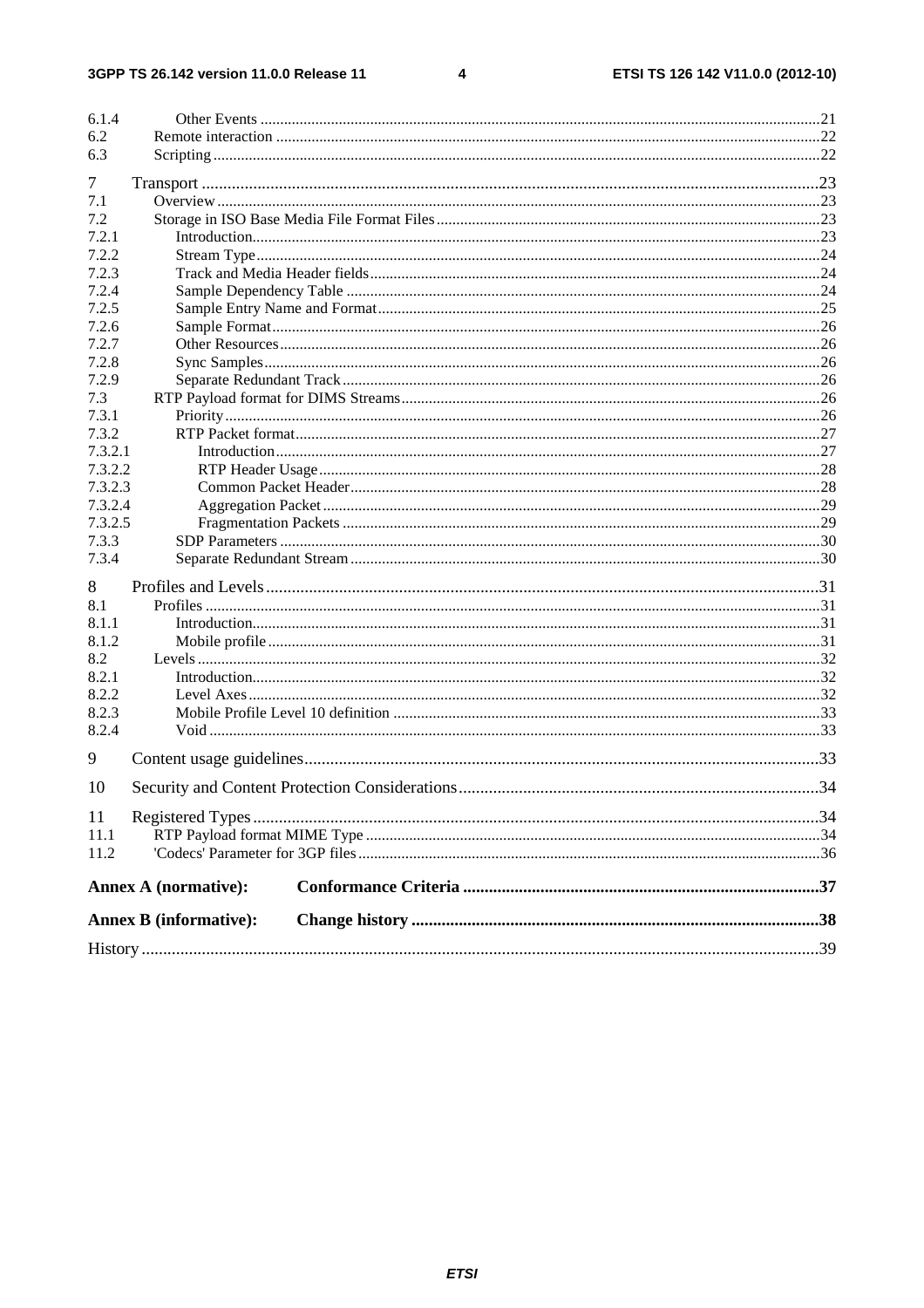6.1.4 Other Events ....21
6.2 Remote interaction ....22
6.3 Scripting ....22

7 Transport ....23
7.1 Overview ....23
7.2 Storage in ISO Base Media File Format Files ....23
7.2.1 Introduction ....23
7.2.2 Stream Type ....24
7.2.3 Track and Media Header fields ....24
7.2.4 Sample Dependency Table ....24
7.2.5 Sample Entry Name and Format ....25
7.2.6 Sample Format ....26
7.2.7 Other Resources ....26
7.2.8 Sync Samples ....26
7.2.9 Separate Redundant Track ....26
7.3 RTP Payload format for DIMS Streams ....26
7.3.1 Priority ....26
7.3.2 RTP Packet format ....27
7.3.2.1 Introduction ....27
7.3.2.2 RTP Header Usage ....28
7.3.2.3 Common Packet Header ....28
7.3.2.4 Aggregation Packet ....29
7.3.2.5 Fragmentation Packets ....29
7.3.3 SDP Parameters ....30
7.3.4 Separate Redundant Stream ....30

8 Profiles and Levels ....31
8.1 Profiles ....31
8.1.1 Introduction ....31
8.1.2 Mobile profile ....31
8.2 Levels ....32
8.2.1 Introduction ....32
8.2.2 Level Axes ....32
8.2.3 Mobile Profile Level 10 definition ....33
8.2.4 Void ....33

9 Content usage guidelines ....33

10 Security and Content Protection Considerations ....34

11 Registered Types ....34
11.1 RTP Payload format MIME Type ....34
11.2 'Codecs' Parameter for 3GP files ....36

**Annex A (normative): Conformance Criteria ....37**

**Annex B (informative): Change history ....38**

History ....39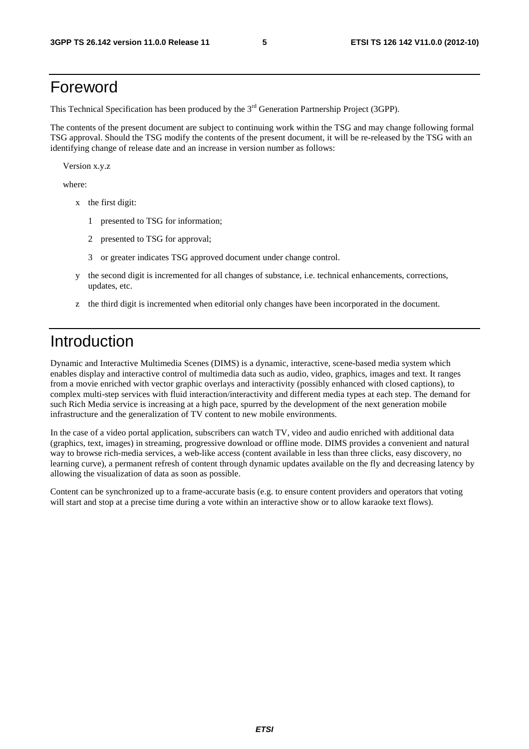# Foreword

This Technical Specification has been produced by the 3rd Generation Partnership Project (3GPP).

The contents of the present document are subject to continuing work within the TSG and may change following formal TSG approval. Should the TSG modify the contents of the present document, it will be re-released by the TSG with an identifying change of release date and an increase in version number as follows:

Version x.y.z

where:

- x the first digit:
  - 1 presented to TSG for information;
  - 2 presented to TSG for approval;
  - 3 or greater indicates TSG approved document under change control.
- y the second digit is incremented for all changes of substance, i.e. technical enhancements, corrections, updates, etc.
- z the third digit is incremented when editorial only changes have been incorporated in the document.

# Introduction

Dynamic and Interactive Multimedia Scenes (DIMS) is a dynamic, interactive, scene-based media system which enables display and interactive control of multimedia data such as audio, video, graphics, images and text. It ranges from a movie enriched with vector graphic overlays and interactivity (possibly enhanced with closed captions), to complex multi-step services with fluid interaction/interactivity and different media types at each step. The demand for such Rich Media service is increasing at a high pace, spurred by the development of the next generation mobile infrastructure and the generalization of TV content to new mobile environments.

In the case of a video portal application, subscribers can watch TV, video and audio enriched with additional data (graphics, text, images) in streaming, progressive download or offline mode. DIMS provides a convenient and natural way to browse rich-media services, a web-like access (content available in less than three clicks, easy discovery, no learning curve), a permanent refresh of content through dynamic updates available on the fly and decreasing latency by allowing the visualization of data as soon as possible.

Content can be synchronized up to a frame-accurate basis (e.g. to ensure content providers and operators that voting will start and stop at a precise time during a vote within an interactive show or to allow karaoke text flows).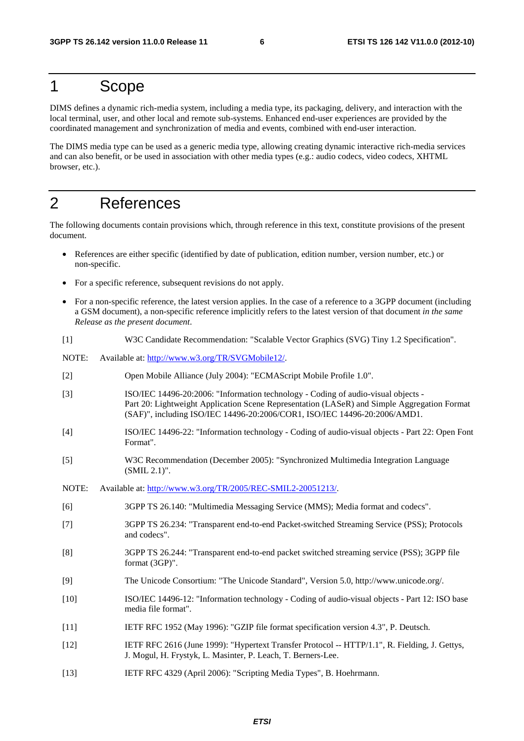# 1 Scope

DIMS defines a dynamic rich-media system, including a media type, its packaging, delivery, and interaction with the local terminal, user, and other local and remote sub-systems. Enhanced end-user experiences are provided by the coordinated management and synchronization of media and events, combined with end-user interaction.

The DIMS media type can be used as a generic media type, allowing creating dynamic interactive rich-media services and can also benefit, or be used in association with other media types (e.g.: audio codecs, video codecs, XHTML browser, etc.).

# 2 References

The following documents contain provisions which, through reference in this text, constitute provisions of the present document.

- References are either specific (identified by date of publication, edition number, version number, etc.) or non-specific.
- For a specific reference, subsequent revisions do not apply.
- For a non-specific reference, the latest version applies. In the case of a reference to a 3GPP document (including a GSM document), a non-specific reference implicitly refers to the latest version of that document *in the same Release as the present document*.

[1] W3C Candidate Recommendation: "Scalable Vector Graphics (SVG) Tiny 1.2 Specification".

NOTE: Available at: http://www.w3.org/TR/SVGMobile12/.

[2] Open Mobile Alliance (July 2004): "ECMAScript Mobile Profile 1.0".

[3] ISO/IEC 14496-20:2006: "Information technology - Coding of audio-visual objects - Part 20: Lightweight Application Scene Representation (LASeR) and Simple Aggregation Format (SAF)", including ISO/IEC 14496-20:2006/COR1, ISO/IEC 14496-20:2006/AMD1.

[4] ISO/IEC 14496-22: "Information technology - Coding of audio-visual objects - Part 22: Open Font Format".

[5] W3C Recommendation (December 2005): "Synchronized Multimedia Integration Language (SMIL 2.1)".

NOTE: Available at: http://www.w3.org/TR/2005/REC-SMIL2-20051213/.

[6] 3GPP TS 26.140: "Multimedia Messaging Service (MMS); Media format and codecs".

[7] 3GPP TS 26.234: "Transparent end-to-end Packet-switched Streaming Service (PSS); Protocols and codecs".

[8] 3GPP TS 26.244: "Transparent end-to-end packet switched streaming service (PSS); 3GPP file format (3GP)".

[9] The Unicode Consortium: "The Unicode Standard", Version 5.0, http://www.unicode.org/.

[10] ISO/IEC 14496-12: "Information technology - Coding of audio-visual objects - Part 12: ISO base media file format".

[11] IETF RFC 1952 (May 1996): "GZIP file format specification version 4.3", P. Deutsch.

[12] IETF RFC 2616 (June 1999): "Hypertext Transfer Protocol -- HTTP/1.1", R. Fielding, J. Gettys, J. Mogul, H. Frystyk, L. Masinter, P. Leach, T. Berners-Lee.

[13] IETF RFC 4329 (April 2006): "Scripting Media Types", B. Hoehrmann.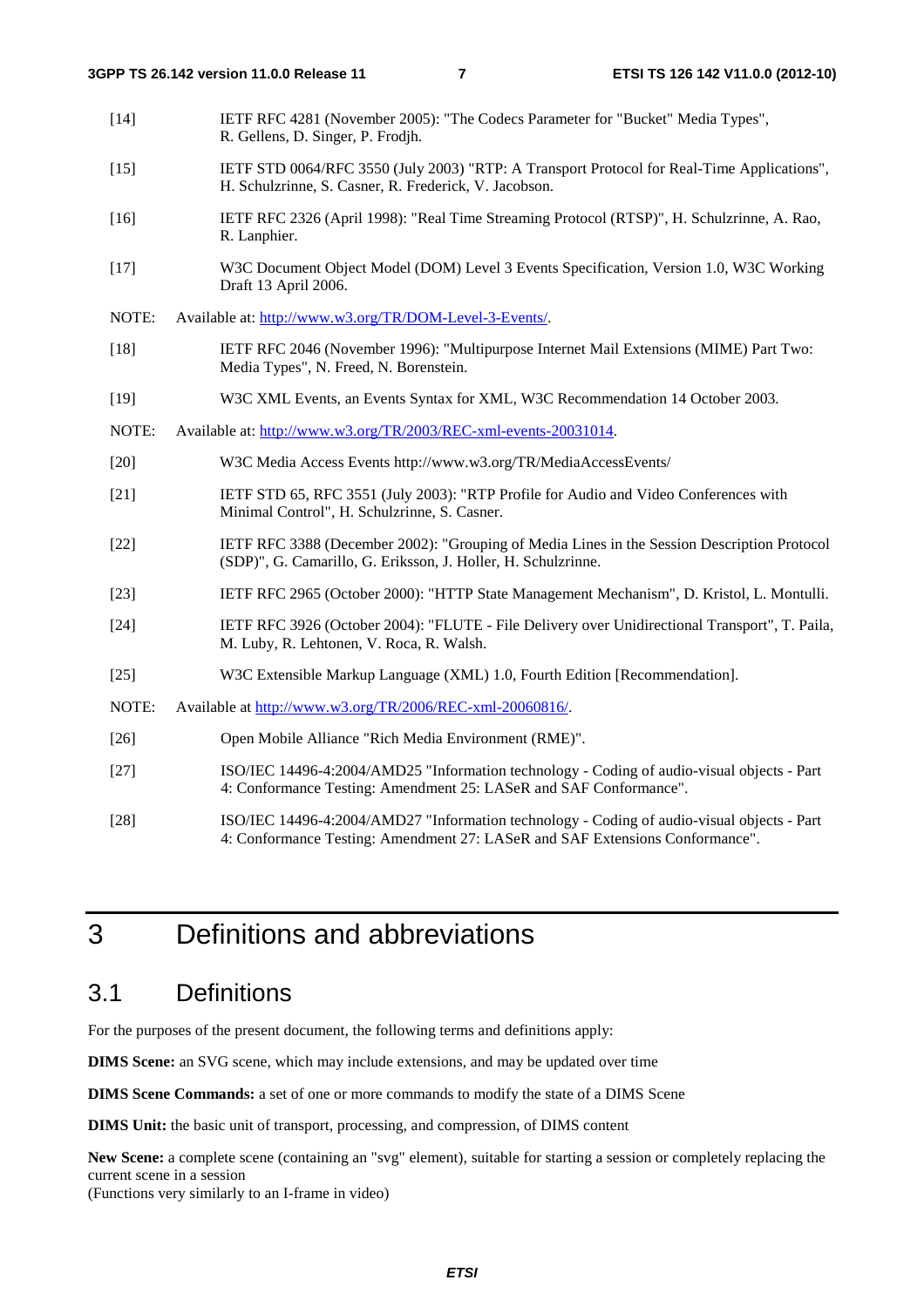[14] IETF RFC 4281 (November 2005): "The Codecs Parameter for "Bucket" Media Types", R. Gellens, D. Singer, P. Frodjh.

[15] IETF STD 0064/RFC 3550 (July 2003) "RTP: A Transport Protocol for Real-Time Applications", H. Schulzrinne, S. Casner, R. Frederick, V. Jacobson.

[16] IETF RFC 2326 (April 1998): "Real Time Streaming Protocol (RTSP)", H. Schulzrinne, A. Rao, R. Lanphier.

[17] W3C Document Object Model (DOM) Level 3 Events Specification, Version 1.0, W3C Working Draft 13 April 2006.

NOTE: Available at: http://www.w3.org/TR/DOM-Level-3-Events/.

[18] IETF RFC 2046 (November 1996): "Multipurpose Internet Mail Extensions (MIME) Part Two: Media Types", N. Freed, N. Borenstein.

[19] W3C XML Events, an Events Syntax for XML, W3C Recommendation 14 October 2003.

NOTE: Available at: http://www.w3.org/TR/2003/REC-xml-events-20031014.

[20] W3C Media Access Events http://www.w3.org/TR/MediaAccessEvents/

[21] IETF STD 65, RFC 3551 (July 2003): "RTP Profile for Audio and Video Conferences with Minimal Control", H. Schulzrinne, S. Casner.

[22] IETF RFC 3388 (December 2002): "Grouping of Media Lines in the Session Description Protocol (SDP)", G. Camarillo, G. Eriksson, J. Holler, H. Schulzrinne.

[23] IETF RFC 2965 (October 2000): "HTTP State Management Mechanism", D. Kristol, L. Montulli.

[24] IETF RFC 3926 (October 2004): "FLUTE - File Delivery over Unidirectional Transport", T. Paila, M. Luby, R. Lehtonen, V. Roca, R. Walsh.

[25] W3C Extensible Markup Language (XML) 1.0, Fourth Edition [Recommendation].

NOTE: Available at http://www.w3.org/TR/2006/REC-xml-20060816/.

[26] Open Mobile Alliance "Rich Media Environment (RME)".

[27] ISO/IEC 14496-4:2004/AMD25 "Information technology - Coding of audio-visual objects - Part 4: Conformance Testing: Amendment 25: LASeR and SAF Conformance".

[28] ISO/IEC 14496-4:2004/AMD27 "Information technology - Coding of audio-visual objects - Part 4: Conformance Testing: Amendment 27: LASeR and SAF Extensions Conformance".

# 3 Definitions and abbreviations

## 3.1 Definitions

For the purposes of the present document, the following terms and definitions apply:

**DIMS Scene:** an SVG scene, which may include extensions, and may be updated over time

**DIMS Scene Commands:** a set of one or more commands to modify the state of a DIMS Scene

**DIMS Unit:** the basic unit of transport, processing, and compression, of DIMS content

**New Scene:** a complete scene (containing an "svg" element), suitable for starting a session or completely replacing the current scene in a session
(Functions very similarly to an I-frame in video)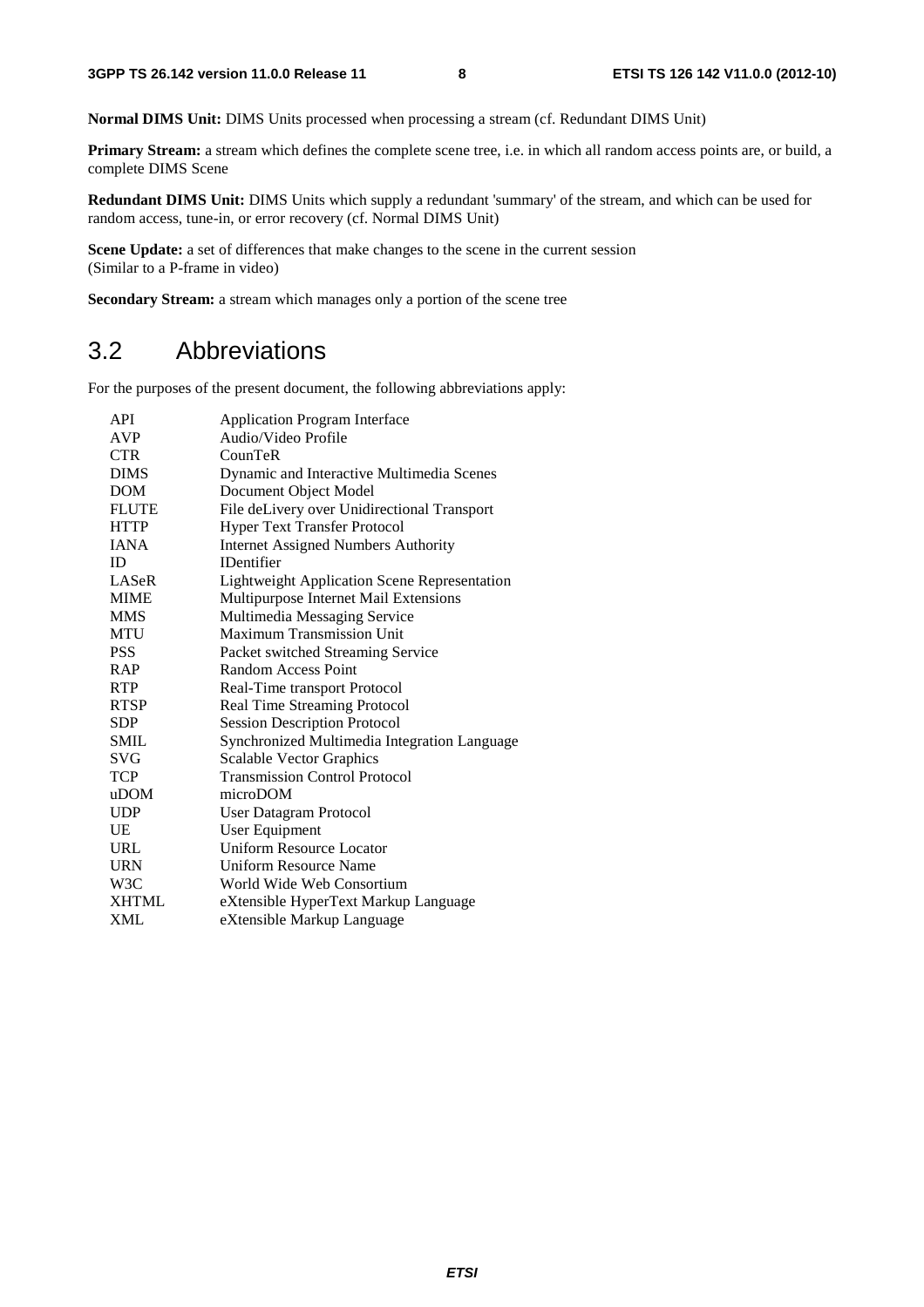**Normal DIMS Unit:** DIMS Units processed when processing a stream (cf. Redundant DIMS Unit)

**Primary Stream:** a stream which defines the complete scene tree, i.e. in which all random access points are, or build, a complete DIMS Scene

**Redundant DIMS Unit:** DIMS Units which supply a redundant 'summary' of the stream, and which can be used for random access, tune-in, or error recovery (cf. Normal DIMS Unit)

**Scene Update:** a set of differences that make changes to the scene in the current session
(Similar to a P-frame in video)

**Secondary Stream:** a stream which manages only a portion of the scene tree

## 3.2 Abbreviations

For the purposes of the present document, the following abbreviations apply:

| | |
|---|---|
| API | Application Program Interface |
| AVP | Audio/Video Profile |
| CTR | CounTeR |
| DIMS | Dynamic and Interactive Multimedia Scenes |
| DOM | Document Object Model |
| FLUTE | File deLivery over Unidirectional Transport |
| HTTP | Hyper Text Transfer Protocol |
| IANA | Internet Assigned Numbers Authority |
| ID | IDentifier |
| LASeR | Lightweight Application Scene Representation |
| MIME | Multipurpose Internet Mail Extensions |
| MMS | Multimedia Messaging Service |
| MTU | Maximum Transmission Unit |
| PSS | Packet switched Streaming Service |
| RAP | Random Access Point |
| RTP | Real-Time transport Protocol |
| RTSP | Real Time Streaming Protocol |
| SDP | Session Description Protocol |
| SMIL | Synchronized Multimedia Integration Language |
| SVG | Scalable Vector Graphics |
| TCP | Transmission Control Protocol |
| uDOM | microDOM |
| UDP | User Datagram Protocol |
| UE | User Equipment |
| URL | Uniform Resource Locator |
| URN | Uniform Resource Name |
| W3C | World Wide Web Consortium |
| XHTML | eXtensible HyperText Markup Language |
| XML | eXtensible Markup Language |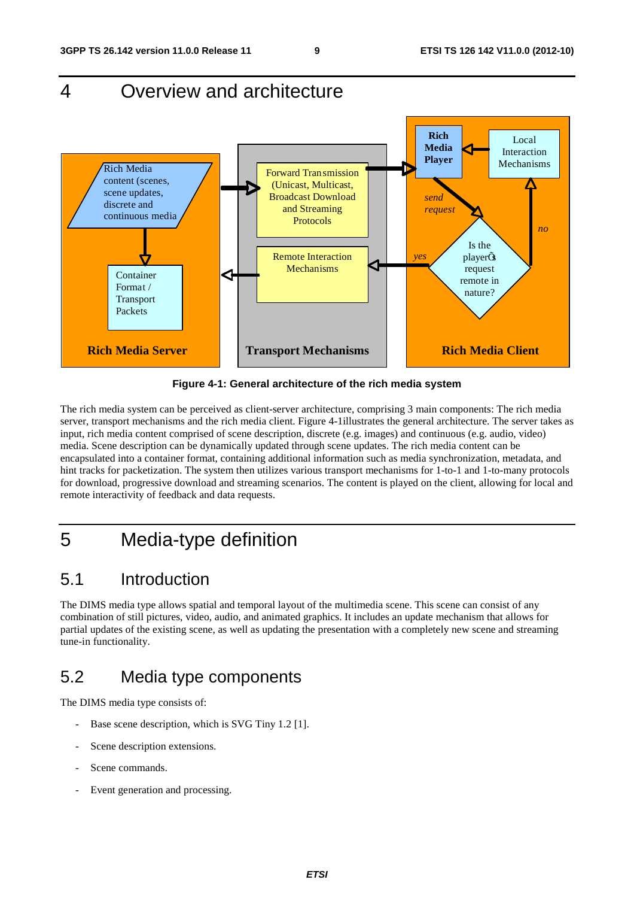# 4 Overview and architecture

Figure 4-1: General architecture of the rich media system

The rich media system can be perceived as client-server architecture, comprising 3 main components: The rich media server, transport mechanisms and the rich media client. Figure 4-1illustrates the general architecture. The server takes as input, rich media content comprised of scene description, discrete (e.g. images) and continuous (e.g. audio, video) media. Scene description can be dynamically updated through scene updates. The rich media content can be encapsulated into a container format, containing additional information such as media synchronization, metadata, and hint tracks for packetization. The system then utilizes various transport mechanisms for 1-to-1 and 1-to-many protocols for download, progressive download and streaming scenarios. The content is played on the client, allowing for local and remote interactivity of feedback and data requests.

# 5 Media-type definition

## 5.1 Introduction

The DIMS media type allows spatial and temporal layout of the multimedia scene. This scene can consist of any combination of still pictures, video, audio, and animated graphics. It includes an update mechanism that allows for partial updates of the existing scene, as well as updating the presentation with a completely new scene and streaming tune-in functionality.

## 5.2 Media type components

The DIMS media type consists of:

- Base scene description, which is SVG Tiny 1.2 [1].
- Scene description extensions.
- Scene commands.
- Event generation and processing.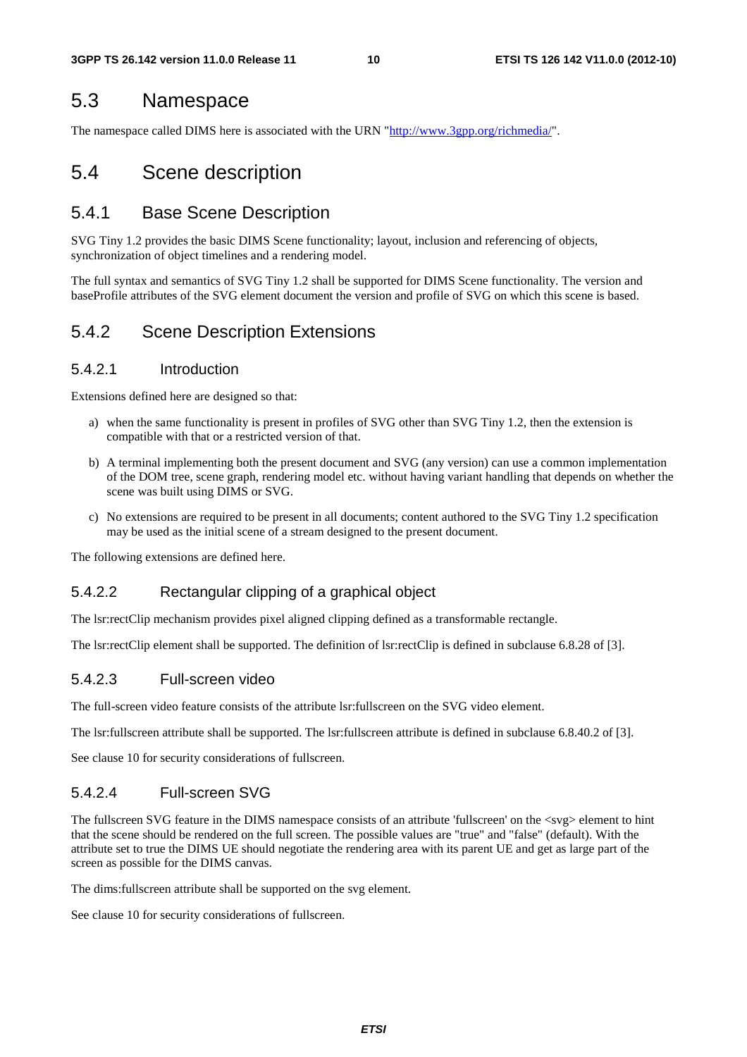## 5.3 Namespace

The namespace called DIMS here is associated with the URN "http://www.3gpp.org/richmedia/".

## 5.4 Scene description

### 5.4.1 Base Scene Description

SVG Tiny 1.2 provides the basic DIMS Scene functionality; layout, inclusion and referencing of objects, synchronization of object timelines and a rendering model.

The full syntax and semantics of SVG Tiny 1.2 shall be supported for DIMS Scene functionality. The version and baseProfile attributes of the SVG element document the version and profile of SVG on which this scene is based.

### 5.4.2 Scene Description Extensions

#### 5.4.2.1 Introduction

Extensions defined here are designed so that:

a) when the same functionality is present in profiles of SVG other than SVG Tiny 1.2, then the extension is compatible with that or a restricted version of that.

b) A terminal implementing both the present document and SVG (any version) can use a common implementation of the DOM tree, scene graph, rendering model etc. without having variant handling that depends on whether the scene was built using DIMS or SVG.

c) No extensions are required to be present in all documents; content authored to the SVG Tiny 1.2 specification may be used as the initial scene of a stream designed to the present document.

The following extensions are defined here.

#### 5.4.2.2 Rectangular clipping of a graphical object

The lsr:rectClip mechanism provides pixel aligned clipping defined as a transformable rectangle.

The lsr:rectClip element shall be supported. The definition of lsr:rectClip is defined in subclause 6.8.28 of [3].

#### 5.4.2.3 Full-screen video

The full-screen video feature consists of the attribute lsr:fullscreen on the SVG video element.

The lsr:fullscreen attribute shall be supported. The lsr:fullscreen attribute is defined in subclause 6.8.40.2 of [3].

See clause 10 for security considerations of fullscreen.

#### 5.4.2.4 Full-screen SVG

The fullscreen SVG feature in the DIMS namespace consists of an attribute 'fullscreen' on the <svg> element to hint that the scene should be rendered on the full screen. The possible values are "true" and "false" (default). With the attribute set to true the DIMS UE should negotiate the rendering area with its parent UE and get as large part of the screen as possible for the DIMS canvas.

The dims:fullscreen attribute shall be supported on the svg element.

See clause 10 for security considerations of fullscreen.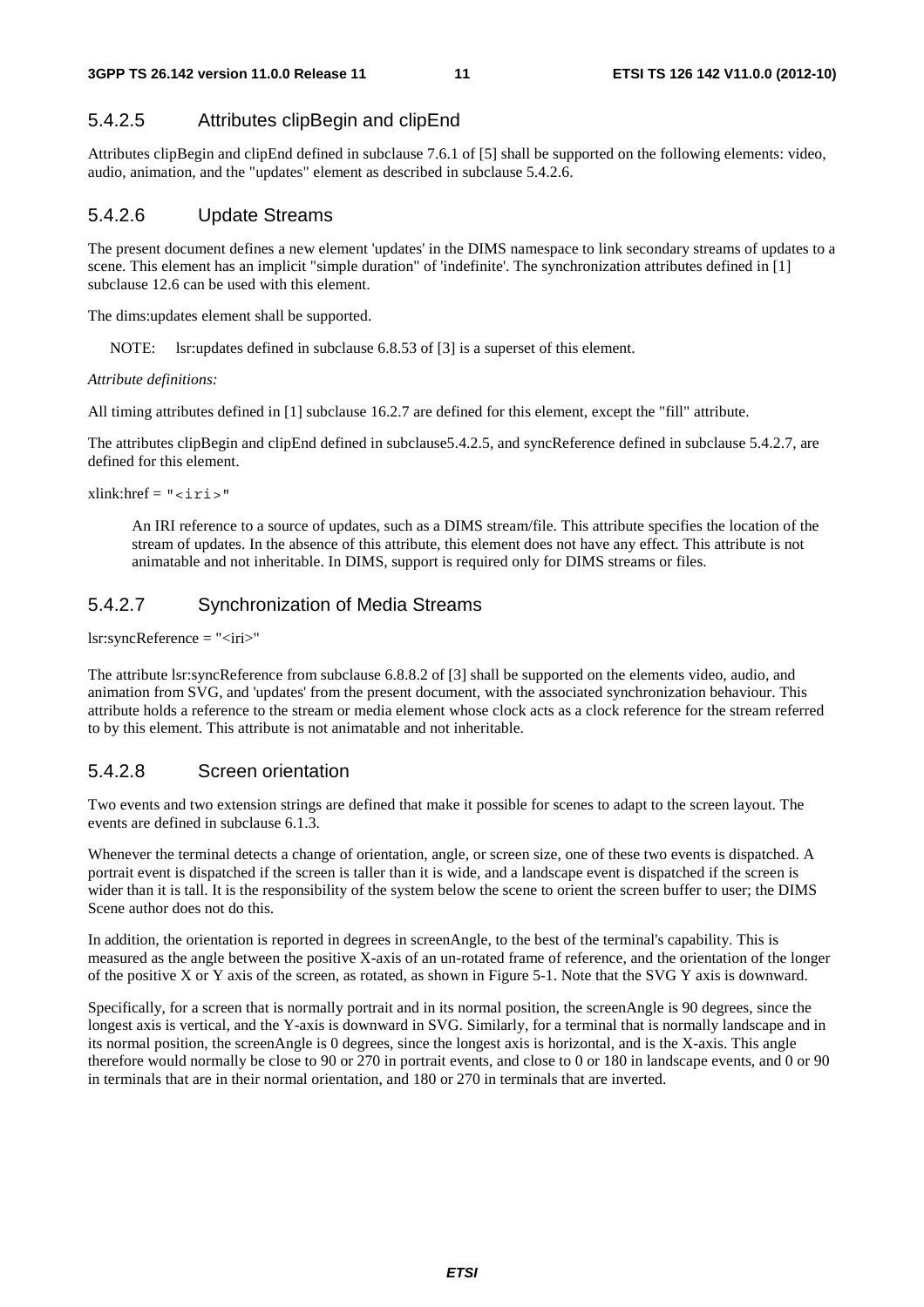### 5.4.2.5 Attributes clipBegin and clipEnd

Attributes clipBegin and clipEnd defined in subclause 7.6.1 of [5] shall be supported on the following elements: video, audio, animation, and the "updates" element as described in subclause 5.4.2.6.

### 5.4.2.6 Update Streams

The present document defines a new element 'updates' in the DIMS namespace to link secondary streams of updates to a scene. This element has an implicit "simple duration" of 'indefinite'. The synchronization attributes defined in [1] subclause 12.6 can be used with this element.

The dims:updates element shall be supported.

NOTE: lsr:updates defined in subclause 6.8.53 of [3] is a superset of this element.

*Attribute definitions:*

All timing attributes defined in [1] subclause 16.2.7 are defined for this element, except the "fill" attribute.

The attributes clipBegin and clipEnd defined in subclause5.4.2.5, and syncReference defined in subclause 5.4.2.7, are defined for this element.

xlink:href = "<iri>"

> An IRI reference to a source of updates, such as a DIMS stream/file. This attribute specifies the location of the stream of updates. In the absence of this attribute, this element does not have any effect. This attribute is not animatable and not inheritable. In DIMS, support is required only for DIMS streams or files.

### 5.4.2.7 Synchronization of Media Streams

lsr:syncReference = "<iri>"

The attribute lsr:syncReference from subclause 6.8.8.2 of [3] shall be supported on the elements video, audio, and animation from SVG, and 'updates' from the present document, with the associated synchronization behaviour. This attribute holds a reference to the stream or media element whose clock acts as a clock reference for the stream referred to by this element. This attribute is not animatable and not inheritable.

### 5.4.2.8 Screen orientation

Two events and two extension strings are defined that make it possible for scenes to adapt to the screen layout. The events are defined in subclause 6.1.3.

Whenever the terminal detects a change of orientation, angle, or screen size, one of these two events is dispatched. A portrait event is dispatched if the screen is taller than it is wide, and a landscape event is dispatched if the screen is wider than it is tall. It is the responsibility of the system below the scene to orient the screen buffer to user; the DIMS Scene author does not do this.

In addition, the orientation is reported in degrees in screenAngle, to the best of the terminal's capability. This is measured as the angle between the positive X-axis of an un-rotated frame of reference, and the orientation of the longer of the positive X or Y axis of the screen, as rotated, as shown in Figure 5-1. Note that the SVG Y axis is downward.

Specifically, for a screen that is normally portrait and in its normal position, the screenAngle is 90 degrees, since the longest axis is vertical, and the Y-axis is downward in SVG. Similarly, for a terminal that is normally landscape and in its normal position, the screenAngle is 0 degrees, since the longest axis is horizontal, and is the X-axis. This angle therefore would normally be close to 90 or 270 in portrait events, and close to 0 or 180 in landscape events, and 0 or 90 in terminals that are in their normal orientation, and 180 or 270 in terminals that are inverted.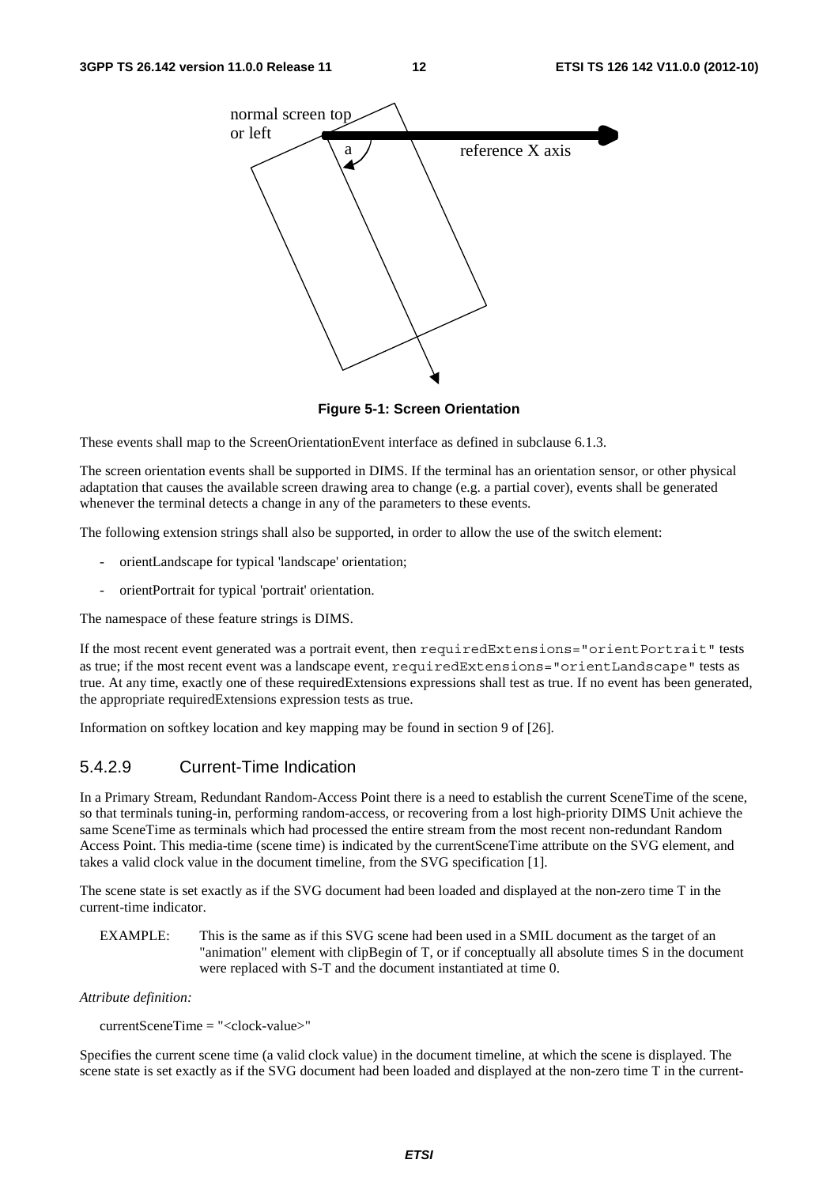**Figure 5-1: Screen Orientation**

These events shall map to the ScreenOrientationEvent interface as defined in subclause 6.1.3.

The screen orientation events shall be supported in DIMS. If the terminal has an orientation sensor, or other physical adaptation that causes the available screen drawing area to change (e.g. a partial cover), events shall be generated whenever the terminal detects a change in any of the parameters to these events.

The following extension strings shall also be supported, in order to allow the use of the switch element:

- orientLandscape for typical 'landscape' orientation;
- orientPortrait for typical 'portrait' orientation.

The namespace of these feature strings is DIMS.

If the most recent event generated was a portrait event, then `requiredExtensions="orientPortrait"` tests as true; if the most recent event was a landscape event, `requiredExtensions="orientLandscape"` tests as true. At any time, exactly one of these requiredExtensions expressions shall test as true. If no event has been generated, the appropriate requiredExtensions expression tests as true.

Information on softkey location and key mapping may be found in section 9 of [26].

### 5.4.2.9 Current-Time Indication

In a Primary Stream, Redundant Random-Access Point there is a need to establish the current SceneTime of the scene, so that terminals tuning-in, performing random-access, or recovering from a lost high-priority DIMS Unit achieve the same SceneTime as terminals which had processed the entire stream from the most recent non-redundant Random Access Point. This media-time (scene time) is indicated by the currentSceneTime attribute on the SVG element, and takes a valid clock value in the document timeline, from the SVG specification [1].

The scene state is set exactly as if the SVG document had been loaded and displayed at the non-zero time T in the current-time indicator.

EXAMPLE: This is the same as if this SVG scene had been used in a SMIL document as the target of an "animation" element with clipBegin of T, or if conceptually all absolute times S in the document were replaced with S-T and the document instantiated at time 0.

*Attribute definition:*

currentSceneTime = "<clock-value>"

Specifies the current scene time (a valid clock value) in the document timeline, at which the scene is displayed. The scene state is set exactly as if the SVG document had been loaded and displayed at the non-zero time T in the current-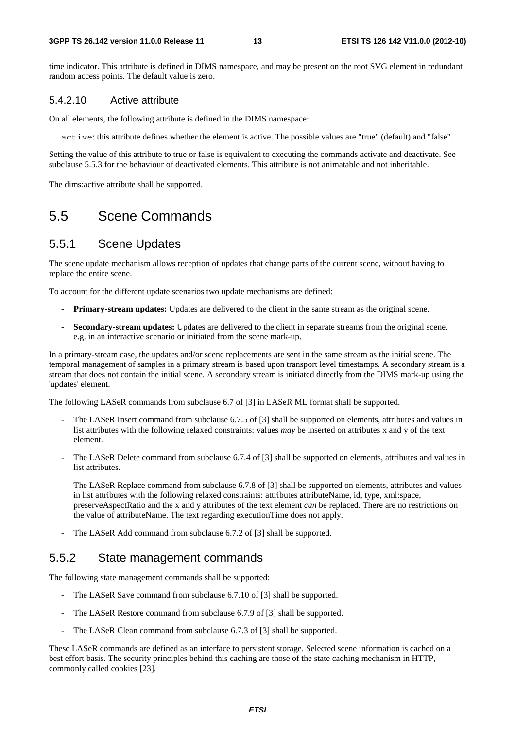time indicator. This attribute is defined in DIMS namespace, and may be present on the root SVG element in redundant random access points. The default value is zero.

#### 5.4.2.10 Active attribute

On all elements, the following attribute is defined in the DIMS namespace:

`active`: this attribute defines whether the element is active. The possible values are "true" (default) and "false".

Setting the value of this attribute to true or false is equivalent to executing the commands activate and deactivate. See subclause 5.5.3 for the behaviour of deactivated elements. This attribute is not animatable and not inheritable.

The dims:active attribute shall be supported.

## 5.5 Scene Commands

### 5.5.1 Scene Updates

The scene update mechanism allows reception of updates that change parts of the current scene, without having to replace the entire scene.

To account for the different update scenarios two update mechanisms are defined:

- **Primary-stream updates:** Updates are delivered to the client in the same stream as the original scene.
- **Secondary-stream updates:** Updates are delivered to the client in separate streams from the original scene, e.g. in an interactive scenario or initiated from the scene mark-up.

In a primary-stream case, the updates and/or scene replacements are sent in the same stream as the initial scene. The temporal management of samples in a primary stream is based upon transport level timestamps. A secondary stream is a stream that does not contain the initial scene. A secondary stream is initiated directly from the DIMS mark-up using the 'updates' element.

The following LASeR commands from subclause 6.7 of [3] in LASeR ML format shall be supported.

- The LASeR Insert command from subclause 6.7.5 of [3] shall be supported on elements, attributes and values in list attributes with the following relaxed constraints: values *may* be inserted on attributes x and y of the text element.
- The LASeR Delete command from subclause 6.7.4 of [3] shall be supported on elements, attributes and values in list attributes.
- The LASeR Replace command from subclause 6.7.8 of [3] shall be supported on elements, attributes and values in list attributes with the following relaxed constraints: attributes attributeName, id, type, xml:space, preserveAspectRatio and the x and y attributes of the text element *can* be replaced. There are no restrictions on the value of attributeName. The text regarding executionTime does not apply.
- The LASeR Add command from subclause 6.7.2 of [3] shall be supported.

### 5.5.2 State management commands

The following state management commands shall be supported:

- The LASeR Save command from subclause 6.7.10 of [3] shall be supported.
- The LASeR Restore command from subclause 6.7.9 of [3] shall be supported.
- The LASeR Clean command from subclause 6.7.3 of [3] shall be supported.

These LASeR commands are defined as an interface to persistent storage. Selected scene information is cached on a best effort basis. The security principles behind this caching are those of the state caching mechanism in HTTP, commonly called cookies [23].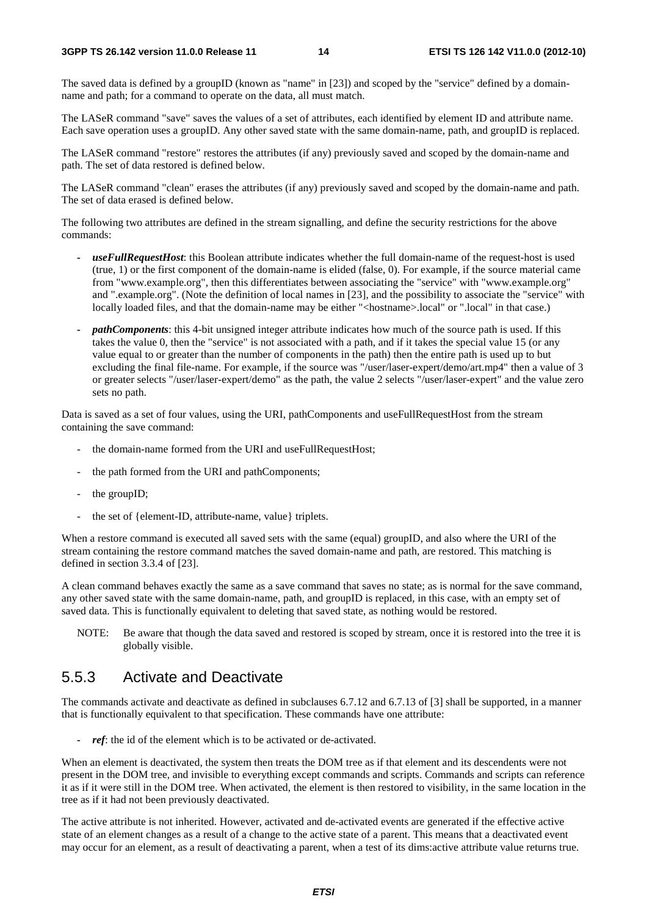The saved data is defined by a groupID (known as "name" in [23]) and scoped by the "service" defined by a domain-name and path; for a command to operate on the data, all must match.

The LASeR command "save" saves the values of a set of attributes, each identified by element ID and attribute name. Each save operation uses a groupID. Any other saved state with the same domain-name, path, and groupID is replaced.

The LASeR command "restore" restores the attributes (if any) previously saved and scoped by the domain-name and path. The set of data restored is defined below.

The LASeR command "clean" erases the attributes (if any) previously saved and scoped by the domain-name and path. The set of data erased is defined below.

The following two attributes are defined in the stream signalling, and define the security restrictions for the above commands:

- ***useFullRequestHost***: this Boolean attribute indicates whether the full domain-name of the request-host is used (true, 1) or the first component of the domain-name is elided (false, 0). For example, if the source material came from "www.example.org", then this differentiates between associating the "service" with "www.example.org" and ".example.org". (Note the definition of local names in [23], and the possibility to associate the "service" with locally loaded files, and that the domain-name may be either "<hostname>.local" or ".local" in that case.)
- ***pathComponents***: this 4-bit unsigned integer attribute indicates how much of the source path is used. If this takes the value 0, then the "service" is not associated with a path, and if it takes the special value 15 (or any value equal to or greater than the number of components in the path) then the entire path is used up to but excluding the final file-name. For example, if the source was "/user/laser-expert/demo/art.mp4" then a value of 3 or greater selects "/user/laser-expert/demo" as the path, the value 2 selects "/user/laser-expert" and the value zero sets no path.

Data is saved as a set of four values, using the URI, pathComponents and useFullRequestHost from the stream containing the save command:

- the domain-name formed from the URI and useFullRequestHost;
- the path formed from the URI and pathComponents;
- the groupID;
- the set of {element-ID, attribute-name, value} triplets.

When a restore command is executed all saved sets with the same (equal) groupID, and also where the URI of the stream containing the restore command matches the saved domain-name and path, are restored. This matching is defined in section 3.3.4 of [23].

A clean command behaves exactly the same as a save command that saves no state; as is normal for the save command, any other saved state with the same domain-name, path, and groupID is replaced, in this case, with an empty set of saved data. This is functionally equivalent to deleting that saved state, as nothing would be restored.

NOTE: Be aware that though the data saved and restored is scoped by stream, once it is restored into the tree it is globally visible.

### 5.5.3 Activate and Deactivate

The commands activate and deactivate as defined in subclauses 6.7.12 and 6.7.13 of [3] shall be supported, in a manner that is functionally equivalent to that specification. These commands have one attribute:

- ***ref***: the id of the element which is to be activated or de-activated.

When an element is deactivated, the system then treats the DOM tree as if that element and its descendents were not present in the DOM tree, and invisible to everything except commands and scripts. Commands and scripts can reference it as if it were still in the DOM tree. When activated, the element is then restored to visibility, in the same location in the tree as if it had not been previously deactivated.

The active attribute is not inherited. However, activated and de-activated events are generated if the effective active state of an element changes as a result of a change to the active state of a parent. This means that a deactivated event may occur for an element, as a result of deactivating a parent, when a test of its dims:active attribute value returns true.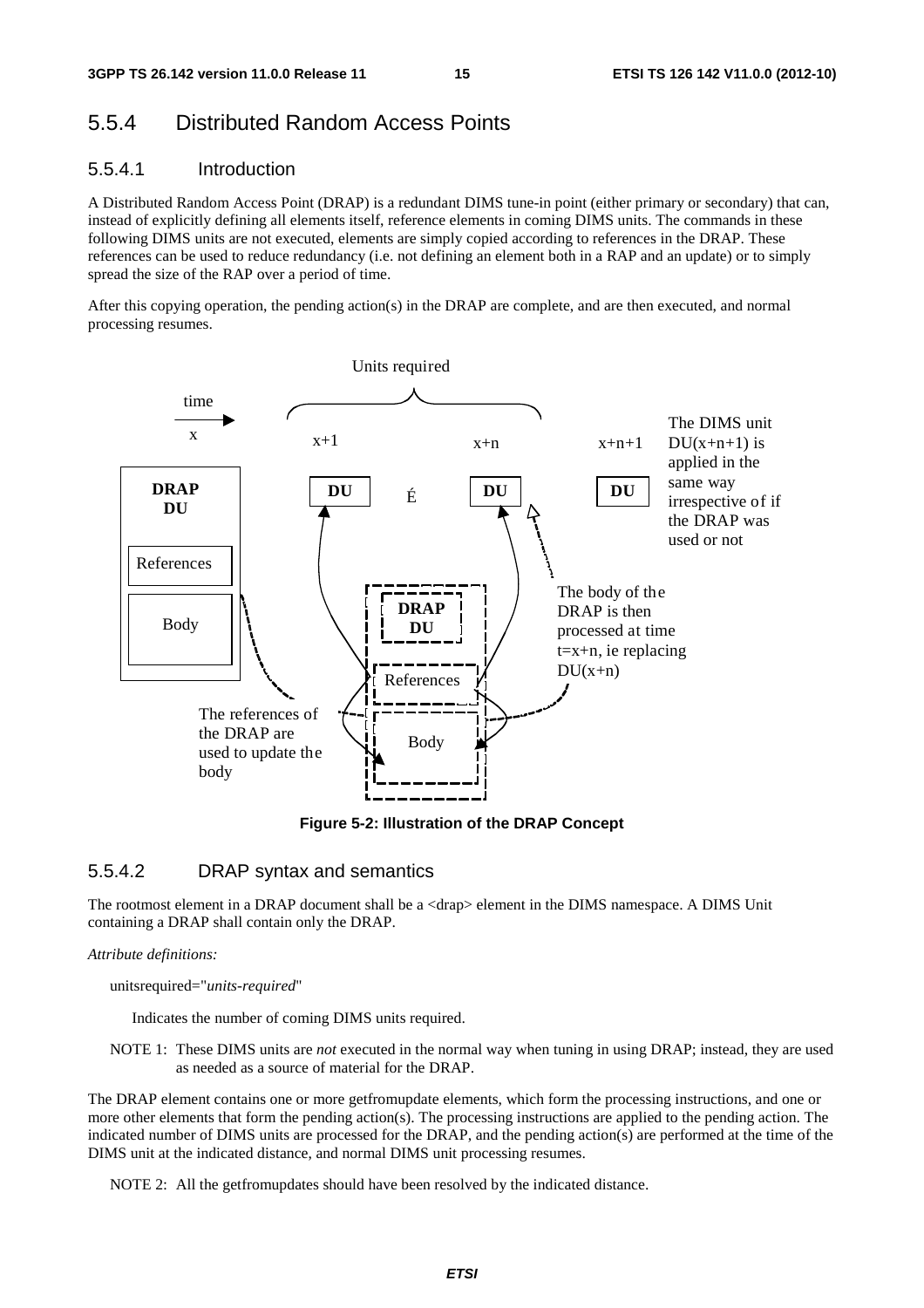### 5.5.4 Distributed Random Access Points

#### 5.5.4.1 Introduction

A Distributed Random Access Point (DRAP) is a redundant DIMS tune-in point (either primary or secondary) that can, instead of explicitly defining all elements itself, reference elements in coming DIMS units. The commands in these following DIMS units are not executed, elements are simply copied according to references in the DRAP. These references can be used to reduce redundancy (i.e. not defining an element both in a RAP and an update) or to simply spread the size of the RAP over a period of time.

After this copying operation, the pending action(s) in the DRAP are complete, and are then executed, and normal processing resumes.

Units required

time

x | x+1 | x+n | x+n+1

DRAP DU — References — Body

DU É DU DU

The DIMS unit DU(x+n+1) is applied in the same way irrespective of if the DRAP was used or not

The body of the DRAP is then processed at time t=x+n, ie replacing DU(x+n)

DRAP DU — References — Body

The references of the DRAP are used to update the body

**Figure 5-2: Illustration of the DRAP Concept**

#### 5.5.4.2 DRAP syntax and semantics

The rootmost element in a DRAP document shall be a <drap> element in the DIMS namespace. A DIMS Unit containing a DRAP shall contain only the DRAP.

*Attribute definitions:*

unitsrequired="*units-required*"

Indicates the number of coming DIMS units required.

NOTE 1: These DIMS units are *not* executed in the normal way when tuning in using DRAP; instead, they are used as needed as a source of material for the DRAP.

The DRAP element contains one or more getfromupdate elements, which form the processing instructions, and one or more other elements that form the pending action(s). The processing instructions are applied to the pending action. The indicated number of DIMS units are processed for the DRAP, and the pending action(s) are performed at the time of the DIMS unit at the indicated distance, and normal DIMS unit processing resumes.

NOTE 2: All the getfromupdates should have been resolved by the indicated distance.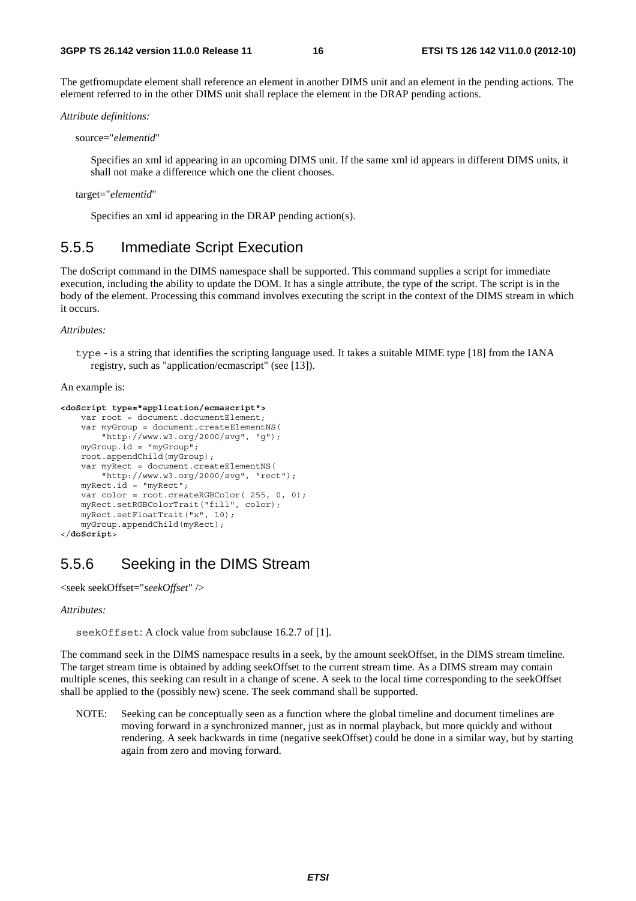The getfromupdate element shall reference an element in another DIMS unit and an element in the pending actions. The element referred to in the other DIMS unit shall replace the element in the DRAP pending actions.

*Attribute definitions:*

source="*elementid*"

Specifies an xml id appearing in an upcoming DIMS unit. If the same xml id appears in different DIMS units, it shall not make a difference which one the client chooses.

target="*elementid*"

Specifies an xml id appearing in the DRAP pending action(s).

## 5.5.5 Immediate Script Execution

The doScript command in the DIMS namespace shall be supported. This command supplies a script for immediate execution, including the ability to update the DOM. It has a single attribute, the type of the script. The script is in the body of the element. Processing this command involves executing the script in the context of the DIMS stream in which it occurs.

*Attributes:*

`type` - is a string that identifies the scripting language used. It takes a suitable MIME type [18] from the IANA registry, such as "application/ecmascript" (see [13]).

An example is:

```
<doScript type="application/ecmascript">
    var root = document.documentElement;
    var myGroup = document.createElementNS(
        "http://www.w3.org/2000/svg", "g");
    myGroup.id = "myGroup";
    root.appendChild(myGroup);
    var myRect = document.createElementNS(
        "http://www.w3.org/2000/svg", "rect");
    myRect.id = "myRect";
    var color = root.createRGBColor( 255, 0, 0);
    myRect.setRGBColorTrait("fill", color);
    myRect.setFloatTrait("x", 10);
    myGroup.appendChild(myRect);
</doScript>
```

## 5.5.6 Seeking in the DIMS Stream

<seek seekOffset="*seekOffset*" />

*Attributes:*

`seekOffset`: A clock value from subclause 16.2.7 of [1].

The command seek in the DIMS namespace results in a seek, by the amount seekOffset, in the DIMS stream timeline. The target stream time is obtained by adding seekOffset to the current stream time. As a DIMS stream may contain multiple scenes, this seeking can result in a change of scene. A seek to the local time corresponding to the seekOffset shall be applied to the (possibly new) scene. The seek command shall be supported.

NOTE: Seeking can be conceptually seen as a function where the global timeline and document timelines are moving forward in a synchronized manner, just as in normal playback, but more quickly and without rendering. A seek backwards in time (negative seekOffset) could be done in a similar way, but by starting again from zero and moving forward.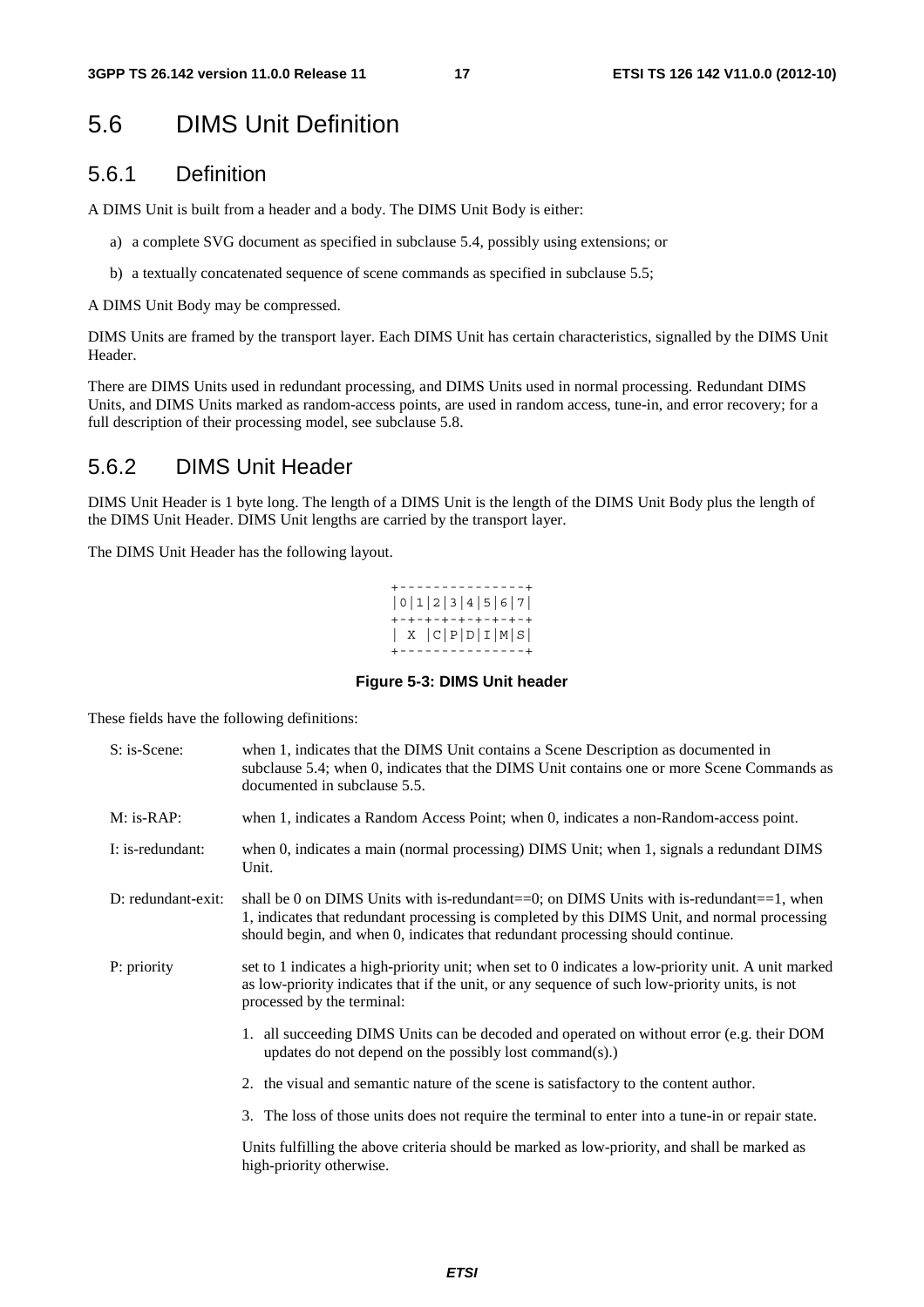## 5.6 DIMS Unit Definition

### 5.6.1 Definition

A DIMS Unit is built from a header and a body. The DIMS Unit Body is either:

a) a complete SVG document as specified in subclause 5.4, possibly using extensions; or

b) a textually concatenated sequence of scene commands as specified in subclause 5.5;

A DIMS Unit Body may be compressed.

DIMS Units are framed by the transport layer. Each DIMS Unit has certain characteristics, signalled by the DIMS Unit Header.

There are DIMS Units used in redundant processing, and DIMS Units used in normal processing. Redundant DIMS Units, and DIMS Units marked as random-access points, are used in random access, tune-in, and error recovery; for a full description of their processing model, see subclause 5.8.

### 5.6.2 DIMS Unit Header

DIMS Unit Header is 1 byte long. The length of a DIMS Unit is the length of the DIMS Unit Body plus the length of the DIMS Unit Header. DIMS Unit lengths are carried by the transport layer.

The DIMS Unit Header has the following layout.

```
+---------------+
|0|1|2|3|4|5|6|7|
+-+-+-+-+-+-+-+-+
| X |C|P|D|I|M|S|
+---------------+
```

**Figure 5-3: DIMS Unit header**

These fields have the following definitions:

S: is-Scene: when 1, indicates that the DIMS Unit contains a Scene Description as documented in subclause 5.4; when 0, indicates that the DIMS Unit contains one or more Scene Commands as documented in subclause 5.5.

M: is-RAP: when 1, indicates a Random Access Point; when 0, indicates a non-Random-access point.

I: is-redundant: when 0, indicates a main (normal processing) DIMS Unit; when 1, signals a redundant DIMS Unit.

D: redundant-exit: shall be 0 on DIMS Units with is-redundant==0; on DIMS Units with is-redundant==1, when 1, indicates that redundant processing is completed by this DIMS Unit, and normal processing should begin, and when 0, indicates that redundant processing should continue.

P: priority set to 1 indicates a high-priority unit; when set to 0 indicates a low-priority unit. A unit marked as low-priority indicates that if the unit, or any sequence of such low-priority units, is not processed by the terminal:

1. all succeeding DIMS Units can be decoded and operated on without error (e.g. their DOM updates do not depend on the possibly lost command(s).)
2. the visual and semantic nature of the scene is satisfactory to the content author.
3. The loss of those units does not require the terminal to enter into a tune-in or repair state.

Units fulfilling the above criteria should be marked as low-priority, and shall be marked as high-priority otherwise.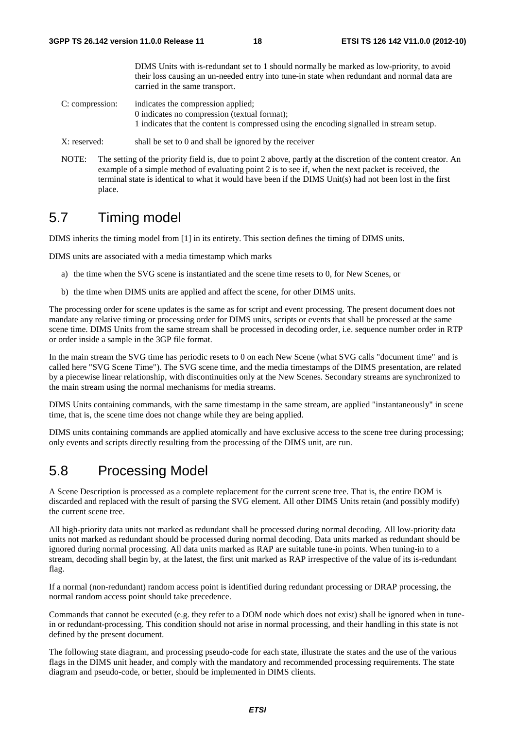DIMS Units with is-redundant set to 1 should normally be marked as low-priority, to avoid their loss causing an un-needed entry into tune-in state when redundant and normal data are carried in the same transport.

C: compression: indicates the compression applied;
0 indicates no compression (textual format);
1 indicates that the content is compressed using the encoding signalled in stream setup.

X: reserved: shall be set to 0 and shall be ignored by the receiver

NOTE: The setting of the priority field is, due to point 2 above, partly at the discretion of the content creator. An example of a simple method of evaluating point 2 is to see if, when the next packet is received, the terminal state is identical to what it would have been if the DIMS Unit(s) had not been lost in the first place.

## 5.7 Timing model

DIMS inherits the timing model from [1] in its entirety. This section defines the timing of DIMS units.

DIMS units are associated with a media timestamp which marks

a) the time when the SVG scene is instantiated and the scene time resets to 0, for New Scenes, or

b) the time when DIMS units are applied and affect the scene, for other DIMS units.

The processing order for scene updates is the same as for script and event processing. The present document does not mandate any relative timing or processing order for DIMS units, scripts or events that shall be processed at the same scene time. DIMS Units from the same stream shall be processed in decoding order, i.e. sequence number order in RTP or order inside a sample in the 3GP file format.

In the main stream the SVG time has periodic resets to 0 on each New Scene (what SVG calls "document time" and is called here "SVG Scene Time"). The SVG scene time, and the media timestamps of the DIMS presentation, are related by a piecewise linear relationship, with discontinuities only at the New Scenes. Secondary streams are synchronized to the main stream using the normal mechanisms for media streams.

DIMS Units containing commands, with the same timestamp in the same stream, are applied "instantaneously" in scene time, that is, the scene time does not change while they are being applied.

DIMS units containing commands are applied atomically and have exclusive access to the scene tree during processing; only events and scripts directly resulting from the processing of the DIMS unit, are run.

## 5.8 Processing Model

A Scene Description is processed as a complete replacement for the current scene tree. That is, the entire DOM is discarded and replaced with the result of parsing the SVG element. All other DIMS Units retain (and possibly modify) the current scene tree.

All high-priority data units not marked as redundant shall be processed during normal decoding. All low-priority data units not marked as redundant should be processed during normal decoding. Data units marked as redundant should be ignored during normal processing. All data units marked as RAP are suitable tune-in points. When tuning-in to a stream, decoding shall begin by, at the latest, the first unit marked as RAP irrespective of the value of its is-redundant flag.

If a normal (non-redundant) random access point is identified during redundant processing or DRAP processing, the normal random access point should take precedence.

Commands that cannot be executed (e.g. they refer to a DOM node which does not exist) shall be ignored when in tune-in or redundant-processing. This condition should not arise in normal processing, and their handling in this state is not defined by the present document.

The following state diagram, and processing pseudo-code for each state, illustrate the states and the use of the various flags in the DIMS unit header, and comply with the mandatory and recommended processing requirements. The state diagram and pseudo-code, or better, should be implemented in DIMS clients.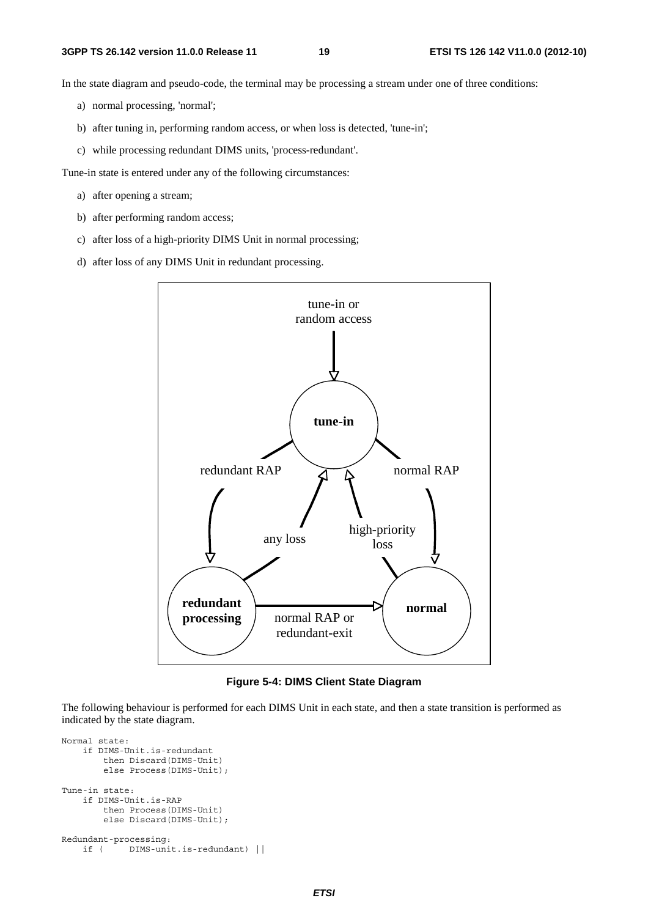In the state diagram and pseudo-code, the terminal may be processing a stream under one of three conditions:

a) normal processing, 'normal';

b) after tuning in, performing random access, or when loss is detected, 'tune-in';

c) while processing redundant DIMS units, 'process-redundant'.

Tune-in state is entered under any of the following circumstances:

a) after opening a stream;

b) after performing random access;

c) after loss of a high-priority DIMS Unit in normal processing;

d) after loss of any DIMS Unit in redundant processing.

**Figure 5-4: DIMS Client State Diagram**

The following behaviour is performed for each DIMS Unit in each state, and then a state transition is performed as indicated by the state diagram.

```
Normal state:
    if DIMS-Unit.is-redundant
        then Discard(DIMS-Unit)
        else Process(DIMS-Unit);

Tune-in state:
    if DIMS-Unit.is-RAP
        then Process(DIMS-Unit)
        else Discard(DIMS-Unit);

Redundant-processing:
    if (     DIMS-unit.is-redundant) ||
```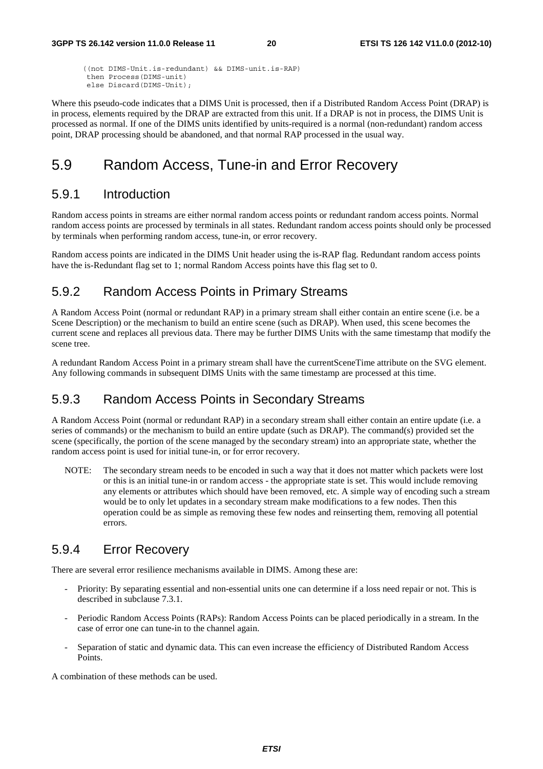```
((not DIMS-Unit.is-redundant) && DIMS-unit.is-RAP)
 then Process(DIMS-unit)
 else Discard(DIMS-Unit);
```

Where this pseudo-code indicates that a DIMS Unit is processed, then if a Distributed Random Access Point (DRAP) is in process, elements required by the DRAP are extracted from this unit. If a DRAP is not in process, the DIMS Unit is processed as normal. If one of the DIMS units identified by units-required is a normal (non-redundant) random access point, DRAP processing should be abandoned, and that normal RAP processed in the usual way.

# 5.9 Random Access, Tune-in and Error Recovery

## 5.9.1 Introduction

Random access points in streams are either normal random access points or redundant random access points. Normal random access points are processed by terminals in all states. Redundant random access points should only be processed by terminals when performing random access, tune-in, or error recovery.

Random access points are indicated in the DIMS Unit header using the is-RAP flag. Redundant random access points have the is-Redundant flag set to 1; normal Random Access points have this flag set to 0.

## 5.9.2 Random Access Points in Primary Streams

A Random Access Point (normal or redundant RAP) in a primary stream shall either contain an entire scene (i.e. be a Scene Description) or the mechanism to build an entire scene (such as DRAP). When used, this scene becomes the current scene and replaces all previous data. There may be further DIMS Units with the same timestamp that modify the scene tree.

A redundant Random Access Point in a primary stream shall have the currentSceneTime attribute on the SVG element. Any following commands in subsequent DIMS Units with the same timestamp are processed at this time.

## 5.9.3 Random Access Points in Secondary Streams

A Random Access Point (normal or redundant RAP) in a secondary stream shall either contain an entire update (i.e. a series of commands) or the mechanism to build an entire update (such as DRAP). The command(s) provided set the scene (specifically, the portion of the scene managed by the secondary stream) into an appropriate state, whether the random access point is used for initial tune-in, or for error recovery.

NOTE: The secondary stream needs to be encoded in such a way that it does not matter which packets were lost or this is an initial tune-in or random access - the appropriate state is set. This would include removing any elements or attributes which should have been removed, etc. A simple way of encoding such a stream would be to only let updates in a secondary stream make modifications to a few nodes. Then this operation could be as simple as removing these few nodes and reinserting them, removing all potential errors.

## 5.9.4 Error Recovery

There are several error resilience mechanisms available in DIMS. Among these are:

- Priority: By separating essential and non-essential units one can determine if a loss need repair or not. This is described in subclause 7.3.1.
- Periodic Random Access Points (RAPs): Random Access Points can be placed periodically in a stream. In the case of error one can tune-in to the channel again.
- Separation of static and dynamic data. This can even increase the efficiency of Distributed Random Access Points.

A combination of these methods can be used.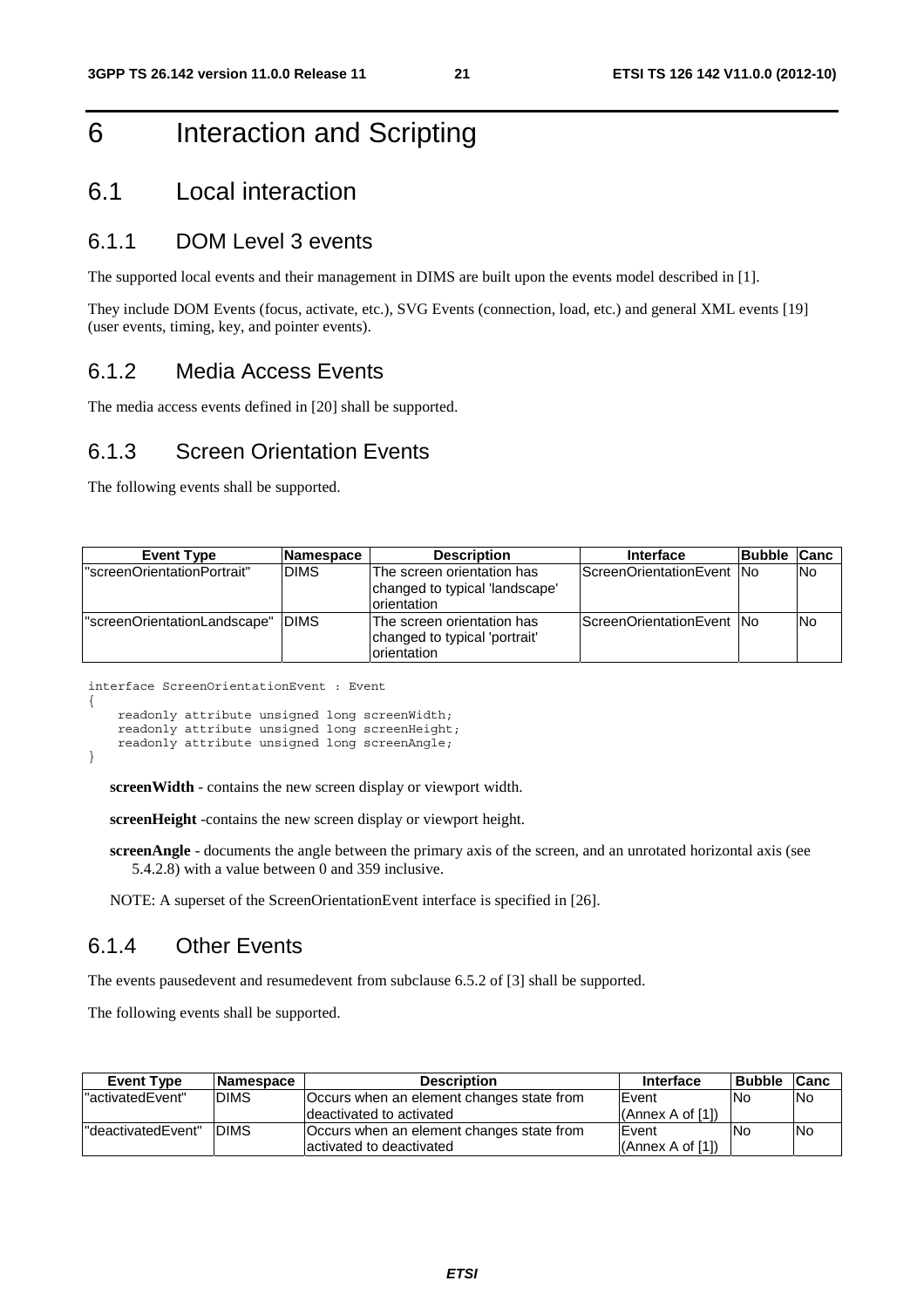# 6 Interaction and Scripting

## 6.1 Local interaction

### 6.1.1 DOM Level 3 events

The supported local events and their management in DIMS are built upon the events model described in [1].

They include DOM Events (focus, activate, etc.), SVG Events (connection, load, etc.) and general XML events [19] (user events, timing, key, and pointer events).

### 6.1.2 Media Access Events

The media access events defined in [20] shall be supported.

### 6.1.3 Screen Orientation Events

The following events shall be supported.

| Event Type | Namespace | Description | Interface | Bubble | Canc |
|---|---|---|---|---|---|
| "screenOrientationPortrait" | DIMS | The screen orientation has changed to typical 'landscape' orientation | ScreenOrientationEvent | No | No |
| "screenOrientationLandscape" | DIMS | The screen orientation has changed to typical 'portrait' orientation | ScreenOrientationEvent | No | No |

```
interface ScreenOrientationEvent : Event
{
    readonly attribute unsigned long screenWidth;
    readonly attribute unsigned long screenHeight;
    readonly attribute unsigned long screenAngle;
}
```

**screenWidth** - contains the new screen display or viewport width.

**screenHeight** -contains the new screen display or viewport height.

**screenAngle** - documents the angle between the primary axis of the screen, and an unrotated horizontal axis (see 5.4.2.8) with a value between 0 and 359 inclusive.

NOTE: A superset of the ScreenOrientationEvent interface is specified in [26].

### 6.1.4 Other Events

The events pausedevent and resumedevent from subclause 6.5.2 of [3] shall be supported.

The following events shall be supported.

| Event Type | Namespace | Description | Interface | Bubble | Canc |
|---|---|---|---|---|---|
| "activatedEvent" | DIMS | Occurs when an element changes state from deactivated to activated | Event (Annex A of [1]) | No | No |
| "deactivatedEvent" | DIMS | Occurs when an element changes state from activated to deactivated | Event (Annex A of [1]) | No | No |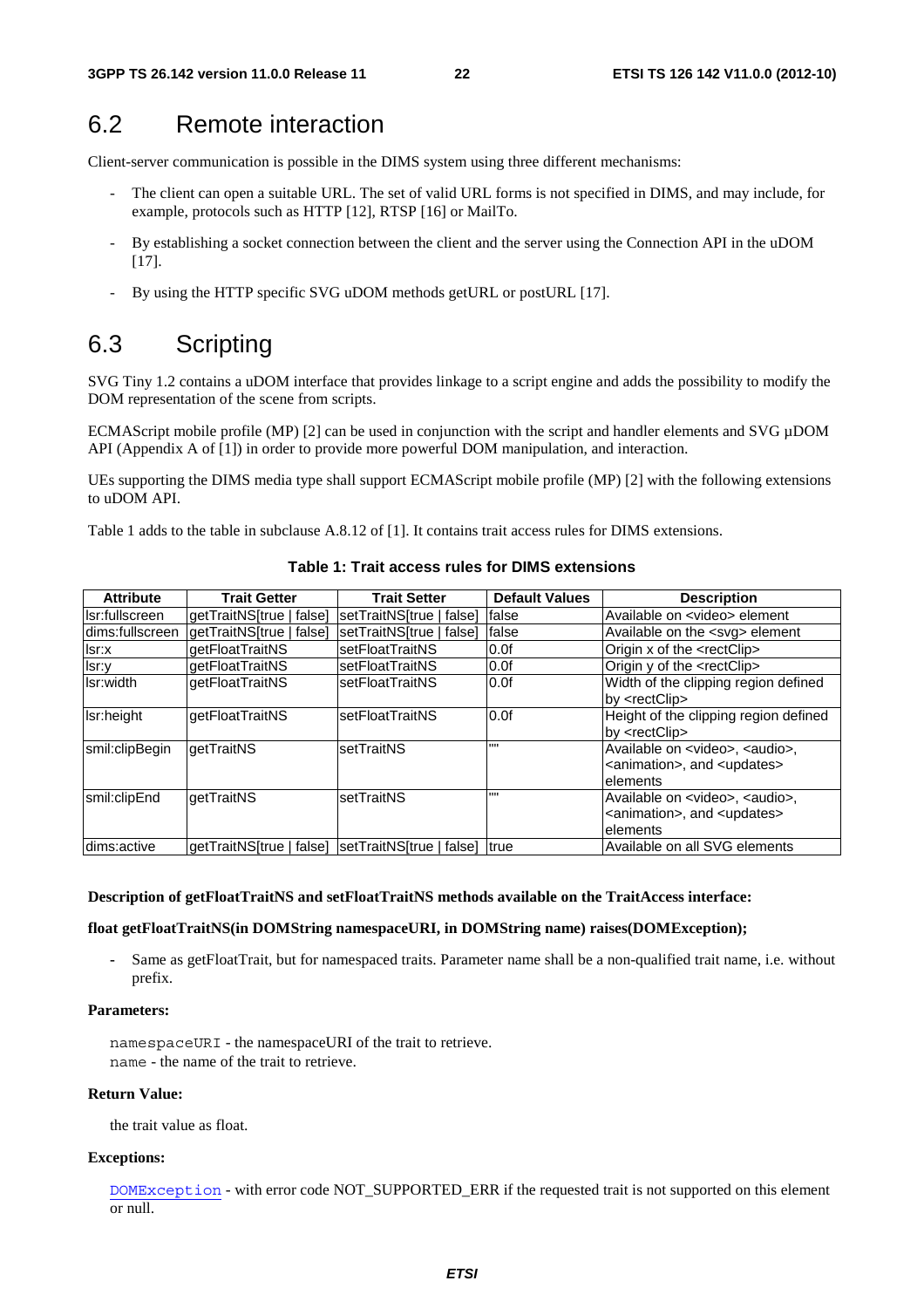## 6.2 Remote interaction

Client-server communication is possible in the DIMS system using three different mechanisms:

- The client can open a suitable URL. The set of valid URL forms is not specified in DIMS, and may include, for example, protocols such as HTTP [12], RTSP [16] or MailTo.
- By establishing a socket connection between the client and the server using the Connection API in the uDOM [17].
- By using the HTTP specific SVG uDOM methods getURL or postURL [17].

## 6.3 Scripting

SVG Tiny 1.2 contains a uDOM interface that provides linkage to a script engine and adds the possibility to modify the DOM representation of the scene from scripts.

ECMAScript mobile profile (MP) [2] can be used in conjunction with the script and handler elements and SVG µDOM API (Appendix A of [1]) in order to provide more powerful DOM manipulation, and interaction.

UEs supporting the DIMS media type shall support ECMAScript mobile profile (MP) [2] with the following extensions to uDOM API.

Table 1 adds to the table in subclause A.8.12 of [1]. It contains trait access rules for DIMS extensions.

**Table 1: Trait access rules for DIMS extensions**

| Attribute | Trait Getter | Trait Setter | Default Values | Description |
|---|---|---|---|---|
| lsr:fullscreen | getTraitNS[true \| false] | setTraitNS[true \| false] | false | Available on <video> element |
| dims:fullscreen | getTraitNS[true \| false] | setTraitNS[true \| false] | false | Available on the <svg> element |
| lsr:x | getFloatTraitNS | setFloatTraitNS | 0.0f | Origin x of the <rectClip> |
| lsr:y | getFloatTraitNS | setFloatTraitNS | 0.0f | Origin y of the <rectClip> |
| lsr:width | getFloatTraitNS | setFloatTraitNS | 0.0f | Width of the clipping region defined by <rectClip> |
| lsr:height | getFloatTraitNS | setFloatTraitNS | 0.0f | Height of the clipping region defined by <rectClip> |
| smil:clipBegin | getTraitNS | setTraitNS | "" | Available on <video>, <audio>, <animation>, and <updates> elements |
| smil:clipEnd | getTraitNS | setTraitNS | "" | Available on <video>, <audio>, <animation>, and <updates> elements |
| dims:active | getTraitNS[true \| false] | setTraitNS[true \| false] | true | Available on all SVG elements |

**Description of getFloatTraitNS and setFloatTraitNS methods available on the TraitAccess interface:**

**float getFloatTraitNS(in DOMString namespaceURI, in DOMString name) raises(DOMException);**

- Same as getFloatTrait, but for namespaced traits. Parameter name shall be a non-qualified trait name, i.e. without prefix.

**Parameters:**

`namespaceURI` - the namespaceURI of the trait to retrieve.
`name` - the name of the trait to retrieve.

**Return Value:**

the trait value as float.

**Exceptions:**

`DOMException` - with error code NOT_SUPPORTED_ERR if the requested trait is not supported on this element or null.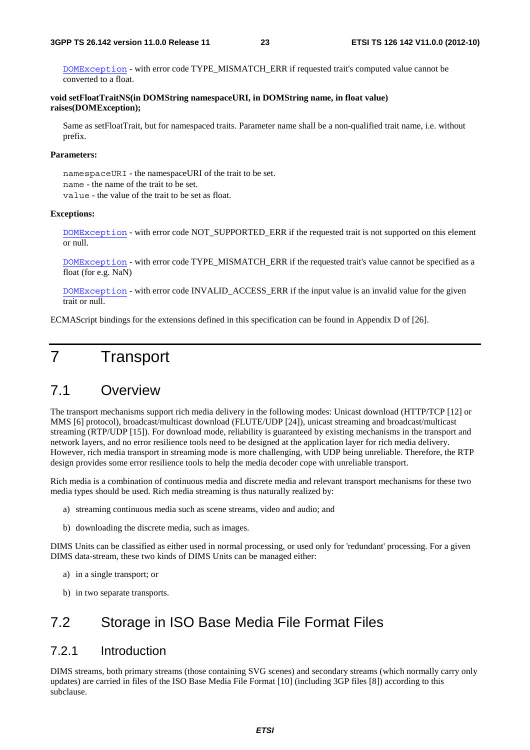`DOMException` - with error code TYPE_MISMATCH_ERR if requested trait's computed value cannot be converted to a float.

**void setFloatTraitNS(in DOMString namespaceURI, in DOMString name, in float value) raises(DOMException);**

Same as setFloatTrait, but for namespaced traits. Parameter name shall be a non-qualified trait name, i.e. without prefix.

**Parameters:**

`namespaceURI` - the namespaceURI of the trait to be set.
`name` - the name of the trait to be set.
`value` - the value of the trait to be set as float.

**Exceptions:**

`DOMException` - with error code NOT_SUPPORTED_ERR if the requested trait is not supported on this element or null.

`DOMException` - with error code TYPE_MISMATCH_ERR if the requested trait's value cannot be specified as a float (for e.g. NaN)

`DOMException` - with error code INVALID_ACCESS_ERR if the input value is an invalid value for the given trait or null.

ECMAScript bindings for the extensions defined in this specification can be found in Appendix D of [26].

# 7 Transport

## 7.1 Overview

The transport mechanisms support rich media delivery in the following modes: Unicast download (HTTP/TCP [12] or MMS [6] protocol), broadcast/multicast download (FLUTE/UDP [24]), unicast streaming and broadcast/multicast streaming (RTP/UDP [15]). For download mode, reliability is guaranteed by existing mechanisms in the transport and network layers, and no error resilience tools need to be designed at the application layer for rich media delivery. However, rich media transport in streaming mode is more challenging, with UDP being unreliable. Therefore, the RTP design provides some error resilience tools to help the media decoder cope with unreliable transport.

Rich media is a combination of continuous media and discrete media and relevant transport mechanisms for these two media types should be used. Rich media streaming is thus naturally realized by:

a) streaming continuous media such as scene streams, video and audio; and

b) downloading the discrete media, such as images.

DIMS Units can be classified as either used in normal processing, or used only for 'redundant' processing. For a given DIMS data-stream, these two kinds of DIMS Units can be managed either:

a) in a single transport; or

b) in two separate transports.

## 7.2 Storage in ISO Base Media File Format Files

### 7.2.1 Introduction

DIMS streams, both primary streams (those containing SVG scenes) and secondary streams (which normally carry only updates) are carried in files of the ISO Base Media File Format [10] (including 3GP files [8]) according to this subclause.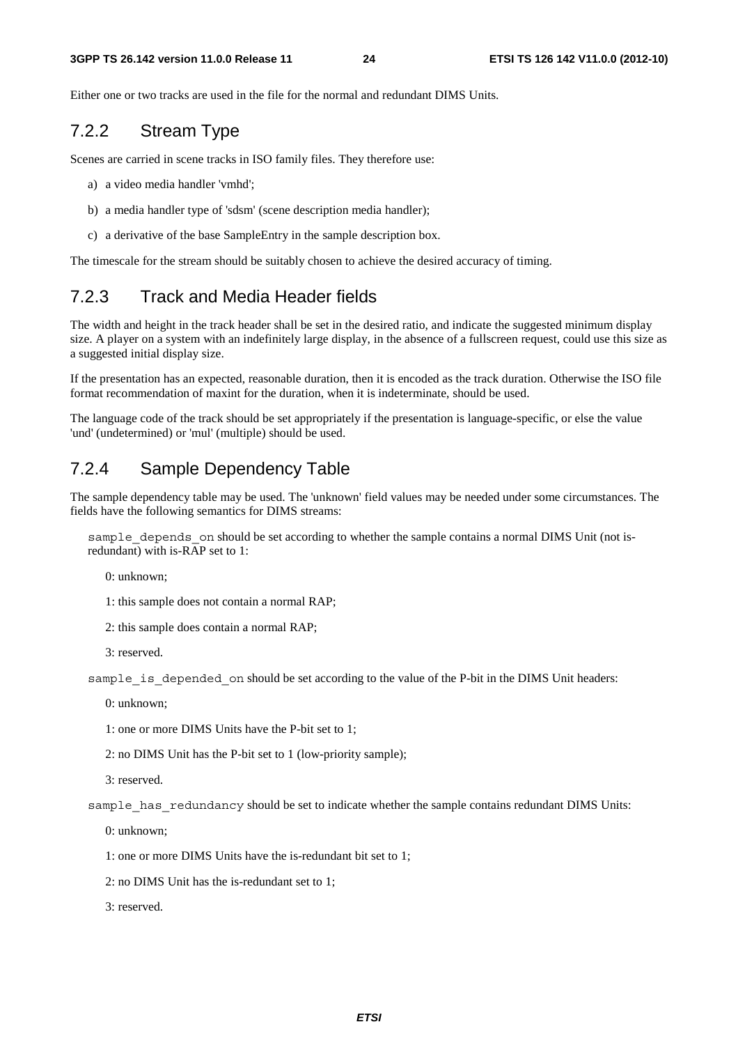Either one or two tracks are used in the file for the normal and redundant DIMS Units.

### 7.2.2 Stream Type

Scenes are carried in scene tracks in ISO family files. They therefore use:

a) a video media handler 'vmhd';

b) a media handler type of 'sdsm' (scene description media handler);

c) a derivative of the base SampleEntry in the sample description box.

The timescale for the stream should be suitably chosen to achieve the desired accuracy of timing.

### 7.2.3 Track and Media Header fields

The width and height in the track header shall be set in the desired ratio, and indicate the suggested minimum display size. A player on a system with an indefinitely large display, in the absence of a fullscreen request, could use this size as a suggested initial display size.

If the presentation has an expected, reasonable duration, then it is encoded as the track duration. Otherwise the ISO file format recommendation of maxint for the duration, when it is indeterminate, should be used.

The language code of the track should be set appropriately if the presentation is language-specific, or else the value 'und' (undetermined) or 'mul' (multiple) should be used.

### 7.2.4 Sample Dependency Table

The sample dependency table may be used. The 'unknown' field values may be needed under some circumstances. The fields have the following semantics for DIMS streams:

`sample_depends_on` should be set according to whether the sample contains a normal DIMS Unit (not is-redundant) with is-RAP set to 1:

0: unknown;

1: this sample does not contain a normal RAP;

2: this sample does contain a normal RAP;

3: reserved.

`sample_is_depended_on` should be set according to the value of the P-bit in the DIMS Unit headers:

0: unknown;

1: one or more DIMS Units have the P-bit set to 1;

2: no DIMS Unit has the P-bit set to 1 (low-priority sample);

3: reserved.

`sample_has_redundancy` should be set to indicate whether the sample contains redundant DIMS Units:

0: unknown;

1: one or more DIMS Units have the is-redundant bit set to 1;

2: no DIMS Unit has the is-redundant set to 1;

3: reserved.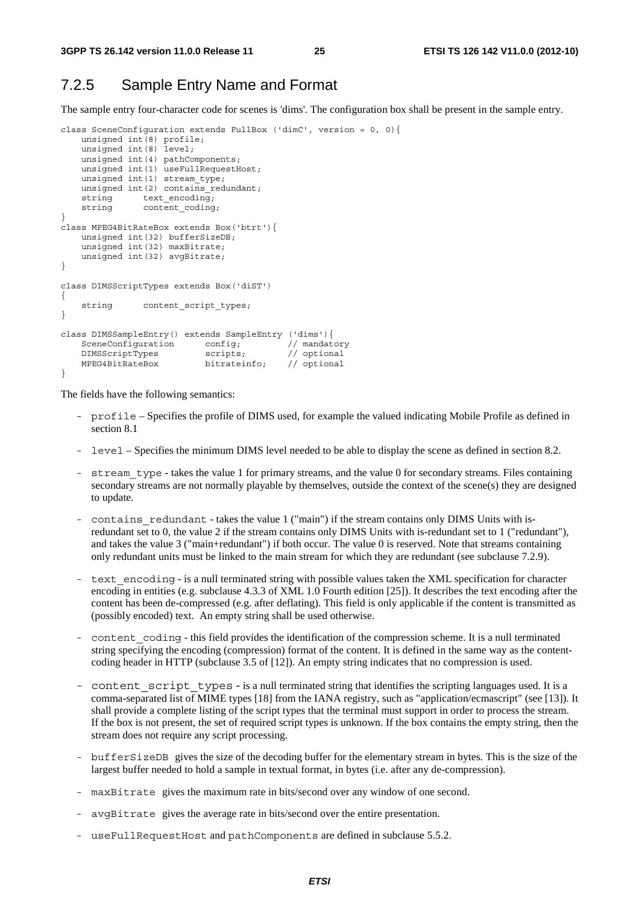### 7.2.5 Sample Entry Name and Format

The sample entry four-character code for scenes is 'dims'. The configuration box shall be present in the sample entry.

```
class SceneConfiguration extends FullBox ('dimC', version = 0, 0){
    unsigned int(8) profile;
    unsigned int(8) level;
    unsigned int(4) pathComponents;
    unsigned int(1) useFullRequestHost;
    unsigned int(1) stream_type;
    unsigned int(2) contains_redundant;
    string      text_encoding;
    string      content_coding;
}
class MPEG4BitRateBox extends Box('btrt'){
    unsigned int(32) bufferSizeDB;
    unsigned int(32) maxBitrate;
    unsigned int(32) avgBitrate;
}

class DIMSScriptTypes extends Box('diST')
{
    string      content_script_types;
}

class DIMSSampleEntry() extends SampleEntry ('dims'){
    SceneConfiguration      config;         // mandatory
    DIMSScriptTypes         scripts;        // optional
    MPEG4BitRateBox         bitrateinfo;    // optional
}
```

The fields have the following semantics:

- `profile` – Specifies the profile of DIMS used, for example the valued indicating Mobile Profile as defined in section 8.1
- `level` – Specifies the minimum DIMS level needed to be able to display the scene as defined in section 8.2.
- `stream_type` - takes the value 1 for primary streams, and the value 0 for secondary streams. Files containing secondary streams are not normally playable by themselves, outside the context of the scene(s) they are designed to update.
- `contains_redundant` - takes the value 1 ("main") if the stream contains only DIMS Units with is-redundant set to 0, the value 2 if the stream contains only DIMS Units with is-redundant set to 1 ("redundant"), and takes the value 3 ("main+redundant") if both occur. The value 0 is reserved. Note that streams containing only redundant units must be linked to the main stream for which they are redundant (see subclause 7.2.9).
- `text_encoding` - is a null terminated string with possible values taken the XML specification for character encoding in entities (e.g. subclause 4.3.3 of XML 1.0 Fourth edition [25]). It describes the text encoding after the content has been de-compressed (e.g. after deflating). This field is only applicable if the content is transmitted as (possibly encoded) text. An empty string shall be used otherwise.
- `content_coding` - this field provides the identification of the compression scheme. It is a null terminated string specifying the encoding (compression) format of the content. It is defined in the same way as the content-coding header in HTTP (subclause 3.5 of [12]). An empty string indicates that no compression is used.
- `content_script_types` - is a null terminated string that identifies the scripting languages used. It is a comma-separated list of MIME types [18] from the IANA registry, such as "application/ecmascript" (see [13]). It shall provide a complete listing of the script types that the terminal must support in order to process the stream. If the box is not present, the set of required script types is unknown. If the box contains the empty string, then the stream does not require any script processing.
- `bufferSizeDB` gives the size of the decoding buffer for the elementary stream in bytes. This is the size of the largest buffer needed to hold a sample in textual format, in bytes (i.e. after any de-compression).
- `maxBitrate` gives the maximum rate in bits/second over any window of one second.
- `avgBitrate` gives the average rate in bits/second over the entire presentation.
- `useFullRequestHost` and `pathComponents` are defined in subclause 5.5.2.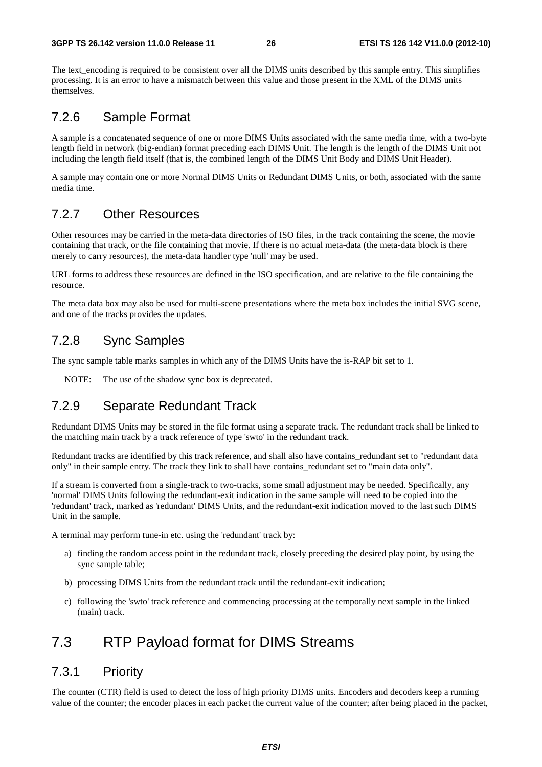The text_encoding is required to be consistent over all the DIMS units described by this sample entry. This simplifies processing. It is an error to have a mismatch between this value and those present in the XML of the DIMS units themselves.

### 7.2.6 Sample Format

A sample is a concatenated sequence of one or more DIMS Units associated with the same media time, with a two-byte length field in network (big-endian) format preceding each DIMS Unit. The length is the length of the DIMS Unit not including the length field itself (that is, the combined length of the DIMS Unit Body and DIMS Unit Header).

A sample may contain one or more Normal DIMS Units or Redundant DIMS Units, or both, associated with the same media time.

### 7.2.7 Other Resources

Other resources may be carried in the meta-data directories of ISO files, in the track containing the scene, the movie containing that track, or the file containing that movie. If there is no actual meta-data (the meta-data block is there merely to carry resources), the meta-data handler type 'null' may be used.

URL forms to address these resources are defined in the ISO specification, and are relative to the file containing the resource.

The meta data box may also be used for multi-scene presentations where the meta box includes the initial SVG scene, and one of the tracks provides the updates.

### 7.2.8 Sync Samples

The sync sample table marks samples in which any of the DIMS Units have the is-RAP bit set to 1.

NOTE: The use of the shadow sync box is deprecated.

### 7.2.9 Separate Redundant Track

Redundant DIMS Units may be stored in the file format using a separate track. The redundant track shall be linked to the matching main track by a track reference of type 'swto' in the redundant track.

Redundant tracks are identified by this track reference, and shall also have contains_redundant set to "redundant data only" in their sample entry. The track they link to shall have contains_redundant set to "main data only".

If a stream is converted from a single-track to two-tracks, some small adjustment may be needed. Specifically, any 'normal' DIMS Units following the redundant-exit indication in the same sample will need to be copied into the 'redundant' track, marked as 'redundant' DIMS Units, and the redundant-exit indication moved to the last such DIMS Unit in the sample.

A terminal may perform tune-in etc. using the 'redundant' track by:

a) finding the random access point in the redundant track, closely preceding the desired play point, by using the sync sample table;

b) processing DIMS Units from the redundant track until the redundant-exit indication;

c) following the 'swto' track reference and commencing processing at the temporally next sample in the linked (main) track.

## 7.3 RTP Payload format for DIMS Streams

### 7.3.1 Priority

The counter (CTR) field is used to detect the loss of high priority DIMS units. Encoders and decoders keep a running value of the counter; the encoder places in each packet the current value of the counter; after being placed in the packet,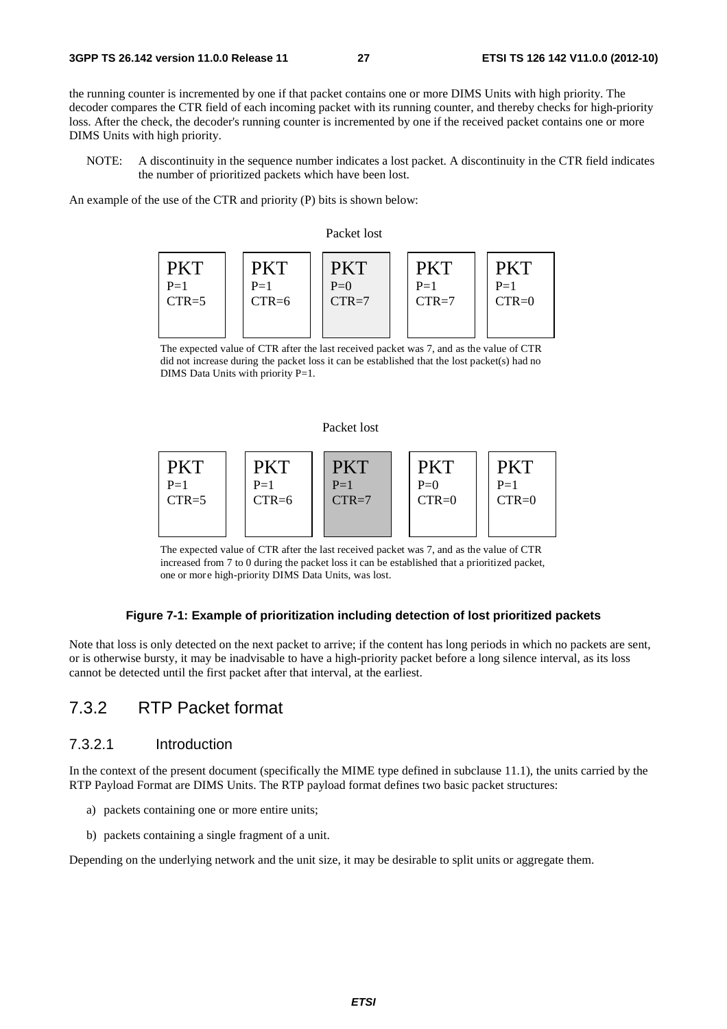the running counter is incremented by one if that packet contains one or more DIMS Units with high priority. The decoder compares the CTR field of each incoming packet with its running counter, and thereby checks for high-priority loss. After the check, the decoder's running counter is incremented by one if the received packet contains one or more DIMS Units with high priority.

NOTE: A discontinuity in the sequence number indicates a lost packet. A discontinuity in the CTR field indicates the number of prioritized packets which have been lost.

An example of the use of the CTR and priority (P) bits is shown below:

Packet lost

| PKT | PKT | PKT | PKT | PKT |
|---|---|---|---|---|
| P=1 | P=1 | P=0 | P=1 | P=1 |
| CTR=5 | CTR=6 | CTR=7 | CTR=7 | CTR=0 |

The expected value of CTR after the last received packet was 7, and as the value of CTR did not increase during the packet loss it can be established that the lost packet(s) had no DIMS Data Units with priority P=1.

Packet lost

| PKT | PKT | PKT | PKT | PKT |
|---|---|---|---|---|
| P=1 | P=1 | P=1 | P=0 | P=1 |
| CTR=5 | CTR=6 | CTR=7 | CTR=0 | CTR=0 |

The expected value of CTR after the last received packet was 7, and as the value of CTR increased from 7 to 0 during the packet loss it can be established that a prioritized packet, one or more high-priority DIMS Data Units, was lost.

**Figure 7-1: Example of prioritization including detection of lost prioritized packets**

Note that loss is only detected on the next packet to arrive; if the content has long periods in which no packets are sent, or is otherwise bursty, it may be inadvisable to have a high-priority packet before a long silence interval, as its loss cannot be detected until the first packet after that interval, at the earliest.

## 7.3.2 RTP Packet format

### 7.3.2.1 Introduction

In the context of the present document (specifically the MIME type defined in subclause 11.1), the units carried by the RTP Payload Format are DIMS Units. The RTP payload format defines two basic packet structures:

a) packets containing one or more entire units;

b) packets containing a single fragment of a unit.

Depending on the underlying network and the unit size, it may be desirable to split units or aggregate them.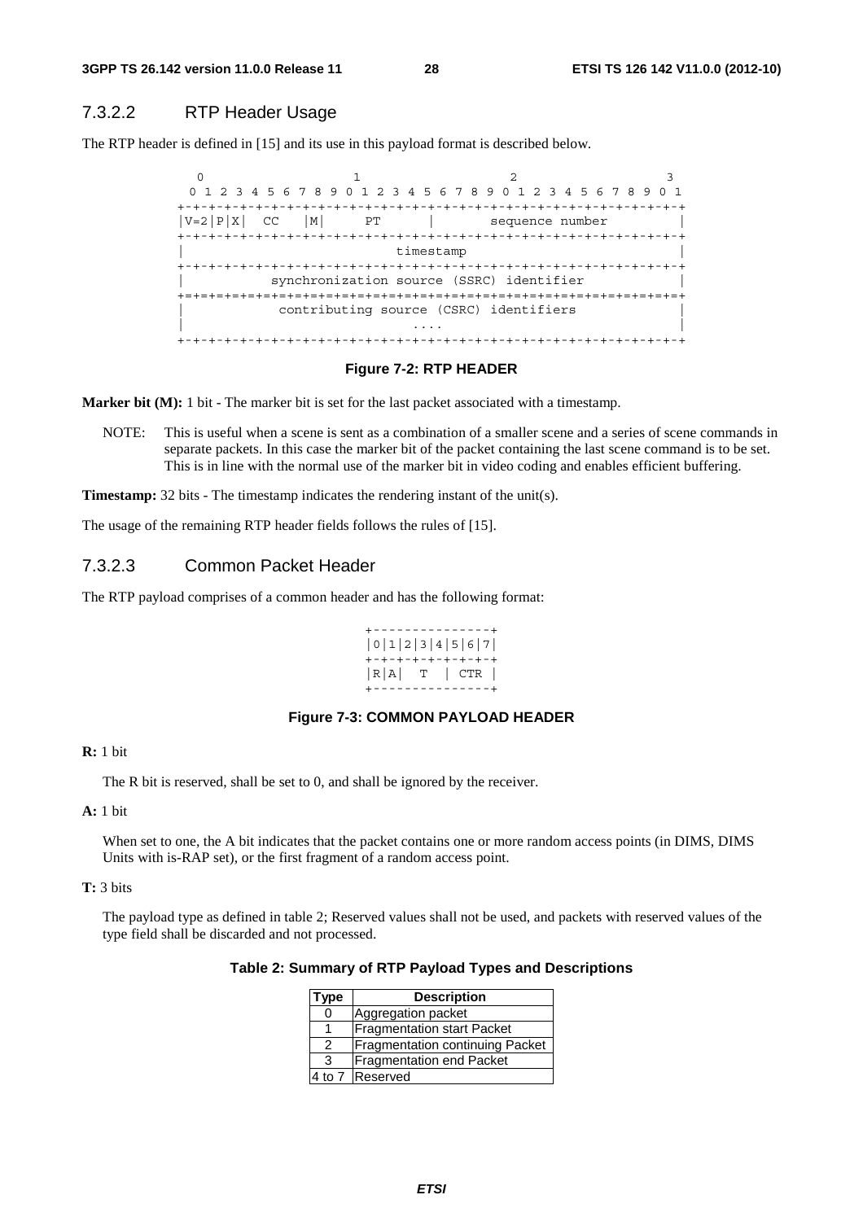### 7.3.2.2 RTP Header Usage

The RTP header is defined in [15] and its use in this payload format is described below.

```
 0                   1                   2                   3
 0 1 2 3 4 5 6 7 8 9 0 1 2 3 4 5 6 7 8 9 0 1 2 3 4 5 6 7 8 9 0 1
+-+-+-+-+-+-+-+-+-+-+-+-+-+-+-+-+-+-+-+-+-+-+-+-+-+-+-+-+-+-+-+-+
|V=2|P|X|  CC   |M|     PT      |       sequence number         |
+-+-+-+-+-+-+-+-+-+-+-+-+-+-+-+-+-+-+-+-+-+-+-+-+-+-+-+-+-+-+-+-+
|                           timestamp                           |
+-+-+-+-+-+-+-+-+-+-+-+-+-+-+-+-+-+-+-+-+-+-+-+-+-+-+-+-+-+-+-+-+
|           synchronization source (SSRC) identifier            |
+=+=+=+=+=+=+=+=+=+=+=+=+=+=+=+=+=+=+=+=+=+=+=+=+=+=+=+=+=+=+=+=+
|            contributing source (CSRC) identifiers             |
|                             ....                              |
+-+-+-+-+-+-+-+-+-+-+-+-+-+-+-+-+-+-+-+-+-+-+-+-+-+-+-+-+-+-+-+-+
```

**Figure 7-2: RTP HEADER**

**Marker bit (M):** 1 bit - The marker bit is set for the last packet associated with a timestamp.

NOTE: This is useful when a scene is sent as a combination of a smaller scene and a series of scene commands in separate packets. In this case the marker bit of the packet containing the last scene command is to be set. This is in line with the normal use of the marker bit in video coding and enables efficient buffering.

**Timestamp:** 32 bits - The timestamp indicates the rendering instant of the unit(s).

The usage of the remaining RTP header fields follows the rules of [15].

### 7.3.2.3 Common Packet Header

The RTP payload comprises of a common header and has the following format:

```
+---------------+
|0|1|2|3|4|5|6|7|
+-+-+-+-+-+-+-+-+
|R|A|  T  | CTR |
+---------------+
```

**Figure 7-3: COMMON PAYLOAD HEADER**

**R:** 1 bit

The R bit is reserved, shall be set to 0, and shall be ignored by the receiver.

**A:** 1 bit

When set to one, the A bit indicates that the packet contains one or more random access points (in DIMS, DIMS Units with is-RAP set), or the first fragment of a random access point.

**T:** 3 bits

The payload type as defined in table 2; Reserved values shall not be used, and packets with reserved values of the type field shall be discarded and not processed.

**Table 2: Summary of RTP Payload Types and Descriptions**

| Type | Description |
|---|---|
| 0 | Aggregation packet |
| 1 | Fragmentation start Packet |
| 2 | Fragmentation continuing Packet |
| 3 | Fragmentation end Packet |
| 4 to 7 | Reserved |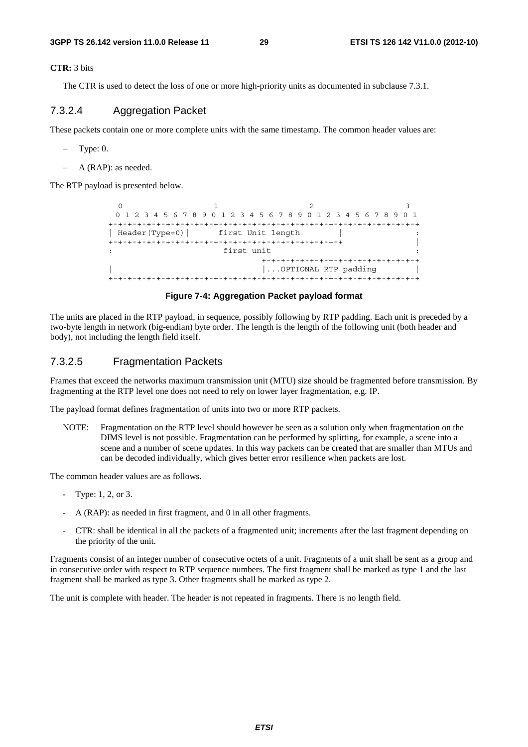**CTR:** 3 bits

The CTR is used to detect the loss of one or more high-priority units as documented in subclause 7.3.1.

### 7.3.2.4 Aggregation Packet

These packets contain one or more complete units with the same timestamp. The common header values are:

- Type: 0.
- A (RAP): as needed.

The RTP payload is presented below.

```
 0                   1                   2                   3
 0 1 2 3 4 5 6 7 8 9 0 1 2 3 4 5 6 7 8 9 0 1 2 3 4 5 6 7 8 9 0 1
+-+-+-+-+-+-+-+-+-+-+-+-+-+-+-+-+-+-+-+-+-+-+-+-+-+-+-+-+-+-+-+-+
| Header(Type=0)|       first Unit length       |               :
+-+-+-+-+-+-+-+-+-+-+-+-+-+-+-+-+-+-+-+-+-+-+-+-+               |
:                          first unit                           :
                                +-+-+-+-+-+-+-+-+-+-+-+-+-+-+-+-+
|                               |...OPTIONAL RTP padding        |
+-+-+-+-+-+-+-+-+-+-+-+-+-+-+-+-+-+-+-+-+-+-+-+-+-+-+-+-+-+-+-+-+
```

**Figure 7-4: Aggregation Packet payload format**

The units are placed in the RTP payload, in sequence, possibly following by RTP padding. Each unit is preceded by a two-byte length in network (big-endian) byte order. The length is the length of the following unit (both header and body), not including the length field itself.

### 7.3.2.5 Fragmentation Packets

Frames that exceed the networks maximum transmission unit (MTU) size should be fragmented before transmission. By fragmenting at the RTP level one does not need to rely on lower layer fragmentation, e.g. IP.

The payload format defines fragmentation of units into two or more RTP packets.

NOTE: Fragmentation on the RTP level should however be seen as a solution only when fragmentation on the DIMS level is not possible. Fragmentation can be performed by splitting, for example, a scene into a scene and a number of scene updates. In this way packets can be created that are smaller than MTUs and can be decoded individually, which gives better error resilience when packets are lost.

The common header values are as follows.

- Type: 1, 2, or 3.
- A (RAP): as needed in first fragment, and 0 in all other fragments.
- CTR: shall be identical in all the packets of a fragmented unit; increments after the last fragment depending on the priority of the unit.

Fragments consist of an integer number of consecutive octets of a unit. Fragments of a unit shall be sent as a group and in consecutive order with respect to RTP sequence numbers. The first fragment shall be marked as type 1 and the last fragment shall be marked as type 3. Other fragments shall be marked as type 2.

The unit is complete with header. The header is not repeated in fragments. There is no length field.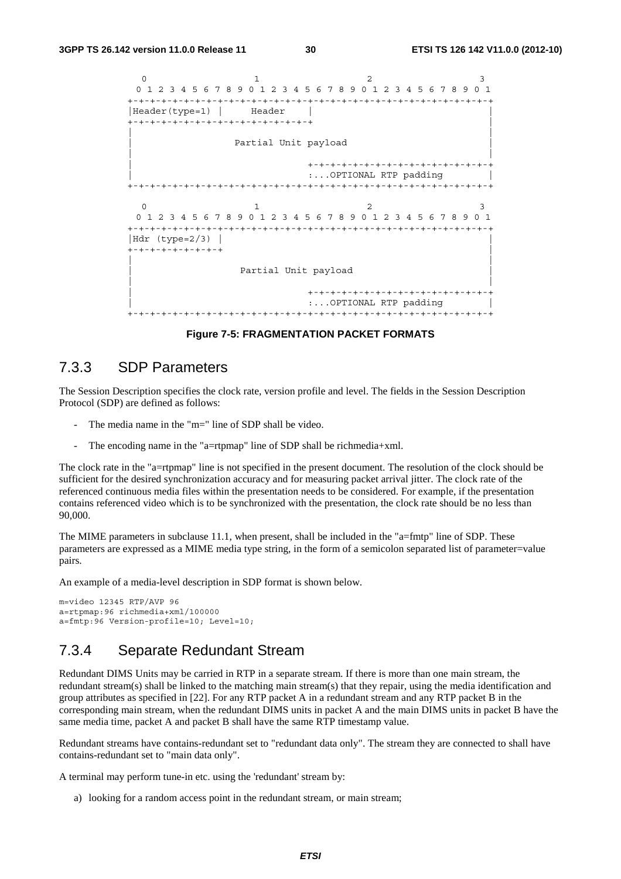```
  0                   1                   2                   3
  0 1 2 3 4 5 6 7 8 9 0 1 2 3 4 5 6 7 8 9 0 1 2 3 4 5 6 7 8 9 0 1
 +-+-+-+-+-+-+-+-+-+-+-+-+-+-+-+-+-+-+-+-+-+-+-+-+-+-+-+-+-+-+-+-+
 |Header(type=1) |      Header     |                               |
 +-+-+-+-+-+-+-+-+-+-+-+-+-+-+-+-+-+                               |
 |                                                               |
 |                  Partial Unit payload                         |
 |                                                               |
 |                               +-+-+-+-+-+-+-+-+-+-+-+-+-+-+-+-+
 |                               :...OPTIONAL RTP padding        |
 +-+-+-+-+-+-+-+-+-+-+-+-+-+-+-+-+-+-+-+-+-+-+-+-+-+-+-+-+-+-+-+-+

  0                   1                   2                   3
  0 1 2 3 4 5 6 7 8 9 0 1 2 3 4 5 6 7 8 9 0 1 2 3 4 5 6 7 8 9 0 1
 +-+-+-+-+-+-+-+-+-+-+-+-+-+-+-+-+-+-+-+-+-+-+-+-+-+-+-+-+-+-+-+-+
 |Hdr (type=2/3) |                                               |
 +-+-+-+-+-+-+-+-+                                               |
 |                                                               |
 |                   Partial Unit payload                        |
 |                                                               |
 |                               +-+-+-+-+-+-+-+-+-+-+-+-+-+-+-+-+
 |                               :...OPTIONAL RTP padding        |
 +-+-+-+-+-+-+-+-+-+-+-+-+-+-+-+-+-+-+-+-+-+-+-+-+-+-+-+-+-+-+-+-+
```

**Figure 7-5: FRAGMENTATION PACKET FORMATS**

### 7.3.3 SDP Parameters

The Session Description specifies the clock rate, version profile and level. The fields in the Session Description Protocol (SDP) are defined as follows:

- The media name in the "m=" line of SDP shall be video.
- The encoding name in the "a=rtpmap" line of SDP shall be richmedia+xml.

The clock rate in the "a=rtpmap" line is not specified in the present document. The resolution of the clock should be sufficient for the desired synchronization accuracy and for measuring packet arrival jitter. The clock rate of the referenced continuous media files within the presentation needs to be considered. For example, if the presentation contains referenced video which is to be synchronized with the presentation, the clock rate should be no less than 90,000.

The MIME parameters in subclause 11.1, when present, shall be included in the "a=fmtp" line of SDP. These parameters are expressed as a MIME media type string, in the form of a semicolon separated list of parameter=value pairs.

An example of a media-level description in SDP format is shown below.

```
m=video 12345 RTP/AVP 96
a=rtpmap:96 richmedia+xml/100000
a=fmtp:96 Version-profile=10; Level=10;
```

### 7.3.4 Separate Redundant Stream

Redundant DIMS Units may be carried in RTP in a separate stream. If there is more than one main stream, the redundant stream(s) shall be linked to the matching main stream(s) that they repair, using the media identification and group attributes as specified in [22]. For any RTP packet A in a redundant stream and any RTP packet B in the corresponding main stream, when the redundant DIMS units in packet A and the main DIMS units in packet B have the same media time, packet A and packet B shall have the same RTP timestamp value.

Redundant streams have contains-redundant set to "redundant data only". The stream they are connected to shall have contains-redundant set to "main data only".

A terminal may perform tune-in etc. using the 'redundant' stream by:

a) looking for a random access point in the redundant stream, or main stream;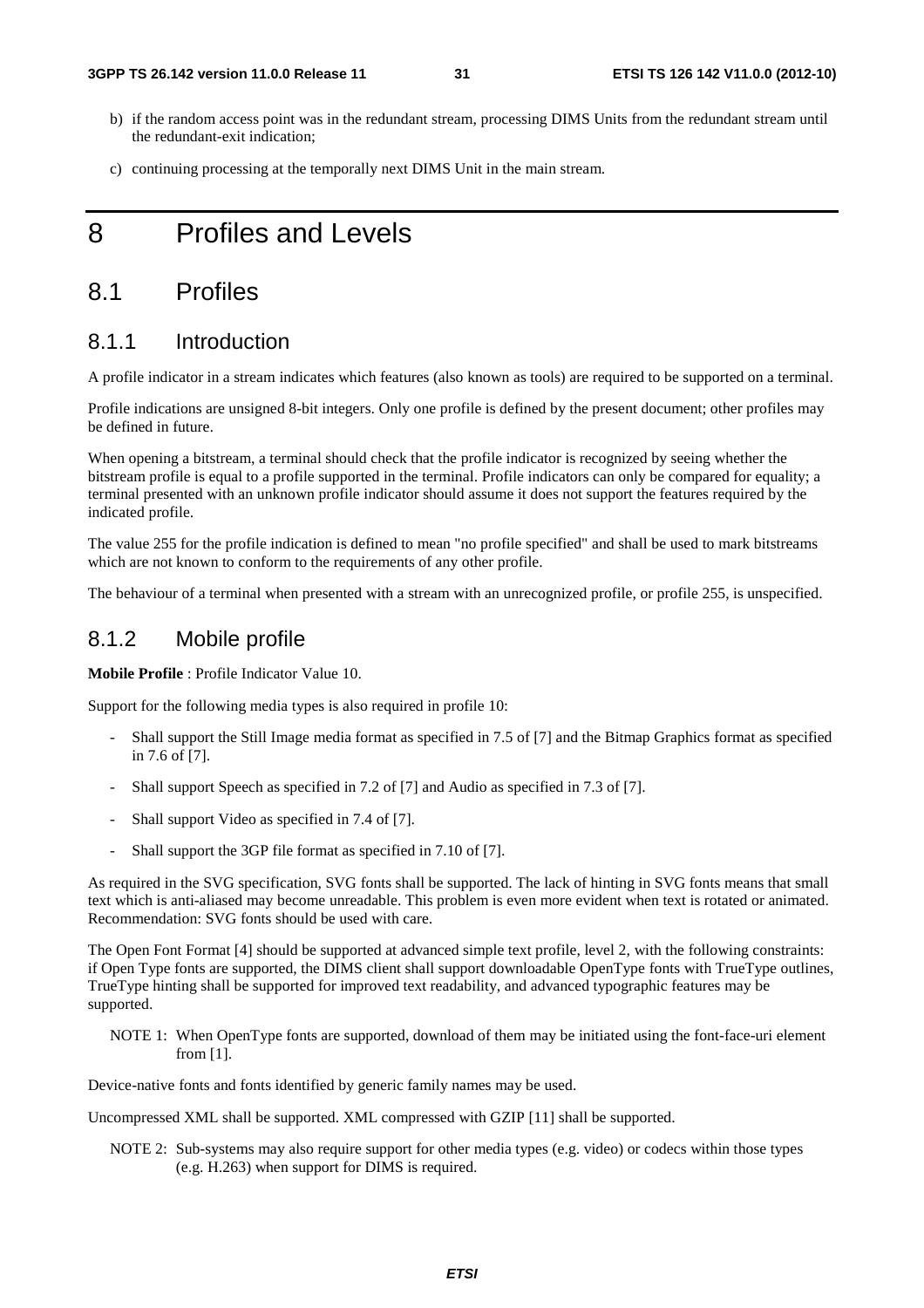b) if the random access point was in the redundant stream, processing DIMS Units from the redundant stream until the redundant-exit indication;

c) continuing processing at the temporally next DIMS Unit in the main stream.

# 8 Profiles and Levels

## 8.1 Profiles

### 8.1.1 Introduction

A profile indicator in a stream indicates which features (also known as tools) are required to be supported on a terminal.

Profile indications are unsigned 8-bit integers. Only one profile is defined by the present document; other profiles may be defined in future.

When opening a bitstream, a terminal should check that the profile indicator is recognized by seeing whether the bitstream profile is equal to a profile supported in the terminal. Profile indicators can only be compared for equality; a terminal presented with an unknown profile indicator should assume it does not support the features required by the indicated profile.

The value 255 for the profile indication is defined to mean "no profile specified" and shall be used to mark bitstreams which are not known to conform to the requirements of any other profile.

The behaviour of a terminal when presented with a stream with an unrecognized profile, or profile 255, is unspecified.

### 8.1.2 Mobile profile

**Mobile Profile** : Profile Indicator Value 10.

Support for the following media types is also required in profile 10:

- Shall support the Still Image media format as specified in 7.5 of [7] and the Bitmap Graphics format as specified in 7.6 of [7].
- Shall support Speech as specified in 7.2 of [7] and Audio as specified in 7.3 of [7].
- Shall support Video as specified in 7.4 of [7].
- Shall support the 3GP file format as specified in 7.10 of [7].

As required in the SVG specification, SVG fonts shall be supported. The lack of hinting in SVG fonts means that small text which is anti-aliased may become unreadable. This problem is even more evident when text is rotated or animated. Recommendation: SVG fonts should be used with care.

The Open Font Format [4] should be supported at advanced simple text profile, level 2, with the following constraints: if Open Type fonts are supported, the DIMS client shall support downloadable OpenType fonts with TrueType outlines, TrueType hinting shall be supported for improved text readability, and advanced typographic features may be supported.

NOTE 1: When OpenType fonts are supported, download of them may be initiated using the font-face-uri element from [1].

Device-native fonts and fonts identified by generic family names may be used.

Uncompressed XML shall be supported. XML compressed with GZIP [11] shall be supported.

NOTE 2: Sub-systems may also require support for other media types (e.g. video) or codecs within those types (e.g. H.263) when support for DIMS is required.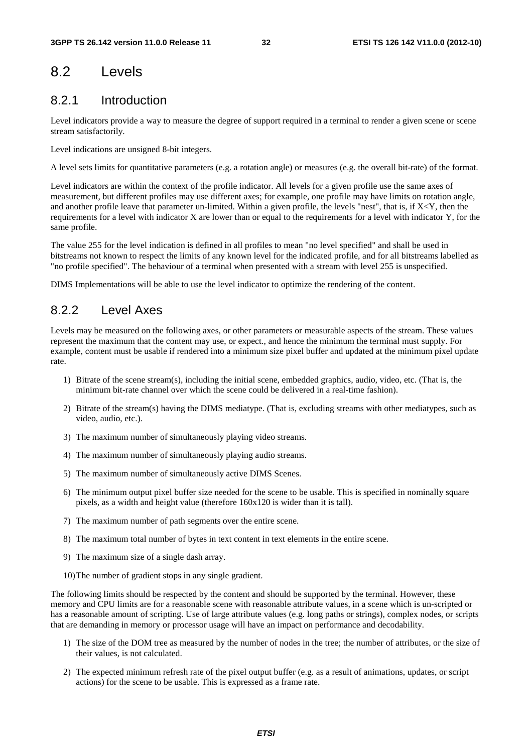# 8.2 Levels

## 8.2.1 Introduction

Level indicators provide a way to measure the degree of support required in a terminal to render a given scene or scene stream satisfactorily.

Level indications are unsigned 8-bit integers.

A level sets limits for quantitative parameters (e.g. a rotation angle) or measures (e.g. the overall bit-rate) of the format.

Level indicators are within the context of the profile indicator. All levels for a given profile use the same axes of measurement, but different profiles may use different axes; for example, one profile may have limits on rotation angle, and another profile leave that parameter un-limited. Within a given profile, the levels "nest", that is, if X<Y, then the requirements for a level with indicator X are lower than or equal to the requirements for a level with indicator Y, for the same profile.

The value 255 for the level indication is defined in all profiles to mean "no level specified" and shall be used in bitstreams not known to respect the limits of any known level for the indicated profile, and for all bitstreams labelled as "no profile specified". The behaviour of a terminal when presented with a stream with level 255 is unspecified.

DIMS Implementations will be able to use the level indicator to optimize the rendering of the content.

## 8.2.2 Level Axes

Levels may be measured on the following axes, or other parameters or measurable aspects of the stream. These values represent the maximum that the content may use, or expect., and hence the minimum the terminal must supply. For example, content must be usable if rendered into a minimum size pixel buffer and updated at the minimum pixel update rate.

1) Bitrate of the scene stream(s), including the initial scene, embedded graphics, audio, video, etc. (That is, the minimum bit-rate channel over which the scene could be delivered in a real-time fashion).
2) Bitrate of the stream(s) having the DIMS mediatype. (That is, excluding streams with other mediatypes, such as video, audio, etc.).
3) The maximum number of simultaneously playing video streams.
4) The maximum number of simultaneously playing audio streams.
5) The maximum number of simultaneously active DIMS Scenes.
6) The minimum output pixel buffer size needed for the scene to be usable. This is specified in nominally square pixels, as a width and height value (therefore 160x120 is wider than it is tall).
7) The maximum number of path segments over the entire scene.
8) The maximum total number of bytes in text content in text elements in the entire scene.
9) The maximum size of a single dash array.
10) The number of gradient stops in any single gradient.

The following limits should be respected by the content and should be supported by the terminal. However, these memory and CPU limits are for a reasonable scene with reasonable attribute values, in a scene which is un-scripted or has a reasonable amount of scripting. Use of large attribute values (e.g. long paths or strings), complex nodes, or scripts that are demanding in memory or processor usage will have an impact on performance and decodability.

1) The size of the DOM tree as measured by the number of nodes in the tree; the number of attributes, or the size of their values, is not calculated.
2) The expected minimum refresh rate of the pixel output buffer (e.g. as a result of animations, updates, or script actions) for the scene to be usable. This is expressed as a frame rate.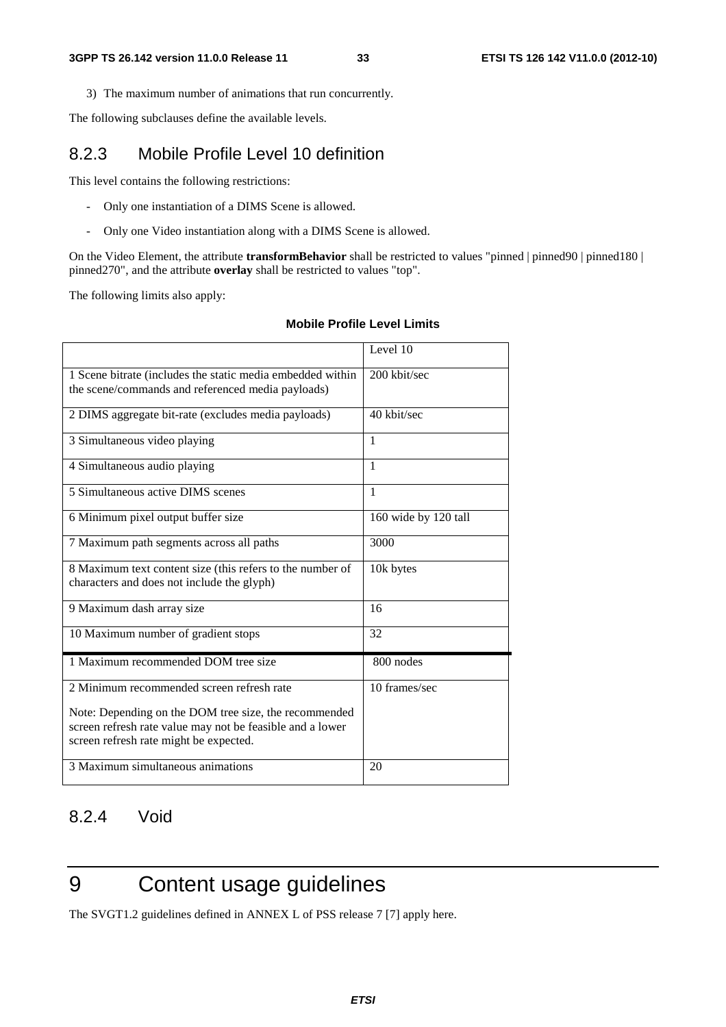3) The maximum number of animations that run concurrently.

The following subclauses define the available levels.

### 8.2.3 Mobile Profile Level 10 definition

This level contains the following restrictions:

- Only one instantiation of a DIMS Scene is allowed.
- Only one Video instantiation along with a DIMS Scene is allowed.

On the Video Element, the attribute **transformBehavior** shall be restricted to values "pinned | pinned90 | pinned180 | pinned270", and the attribute **overlay** shall be restricted to values "top".

The following limits also apply:

**Mobile Profile Level Limits**

| | Level 10 |
|---|---|
| 1 Scene bitrate (includes the static media embedded within the scene/commands and referenced media payloads) | 200 kbit/sec |
| 2 DIMS aggregate bit-rate (excludes media payloads) | 40 kbit/sec |
| 3 Simultaneous video playing | 1 |
| 4 Simultaneous audio playing | 1 |
| 5 Simultaneous active DIMS scenes | 1 |
| 6 Minimum pixel output buffer size | 160 wide by 120 tall |
| 7 Maximum path segments across all paths | 3000 |
| 8 Maximum text content size (this refers to the number of characters and does not include the glyph) | 10k bytes |
| 9 Maximum dash array size | 16 |
| 10 Maximum number of gradient stops | 32 |
| 1 Maximum recommended DOM tree size | 800 nodes |
| 2 Minimum recommended screen refresh rate<br><br>Note: Depending on the DOM tree size, the recommended screen refresh rate value may not be feasible and a lower screen refresh rate might be expected. | 10 frames/sec |
| 3 Maximum simultaneous animations | 20 |

### 8.2.4 Void

# 9 Content usage guidelines

The SVGT1.2 guidelines defined in ANNEX L of PSS release 7 [7] apply here.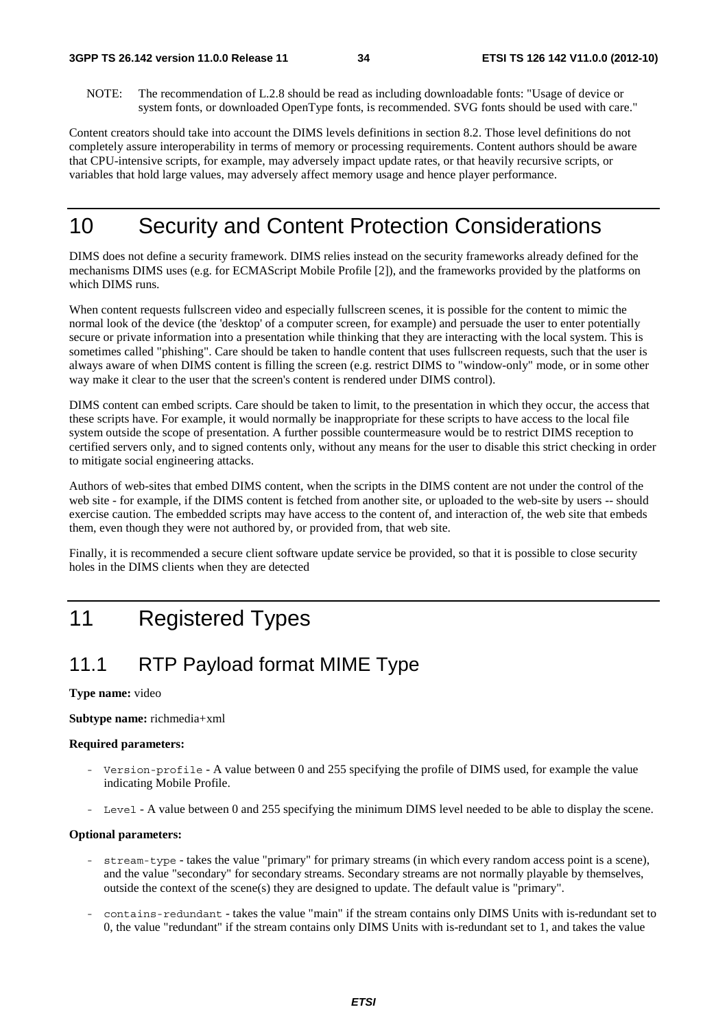NOTE: The recommendation of L.2.8 should be read as including downloadable fonts: "Usage of device or system fonts, or downloaded OpenType fonts, is recommended. SVG fonts should be used with care."

Content creators should take into account the DIMS levels definitions in section 8.2. Those level definitions do not completely assure interoperability in terms of memory or processing requirements. Content authors should be aware that CPU-intensive scripts, for example, may adversely impact update rates, or that heavily recursive scripts, or variables that hold large values, may adversely affect memory usage and hence player performance.

# 10 Security and Content Protection Considerations

DIMS does not define a security framework. DIMS relies instead on the security frameworks already defined for the mechanisms DIMS uses (e.g. for ECMAScript Mobile Profile [2]), and the frameworks provided by the platforms on which DIMS runs.

When content requests fullscreen video and especially fullscreen scenes, it is possible for the content to mimic the normal look of the device (the 'desktop' of a computer screen, for example) and persuade the user to enter potentially secure or private information into a presentation while thinking that they are interacting with the local system. This is sometimes called "phishing". Care should be taken to handle content that uses fullscreen requests, such that the user is always aware of when DIMS content is filling the screen (e.g. restrict DIMS to "window-only" mode, or in some other way make it clear to the user that the screen's content is rendered under DIMS control).

DIMS content can embed scripts. Care should be taken to limit, to the presentation in which they occur, the access that these scripts have. For example, it would normally be inappropriate for these scripts to have access to the local file system outside the scope of presentation. A further possible countermeasure would be to restrict DIMS reception to certified servers only, and to signed contents only, without any means for the user to disable this strict checking in order to mitigate social engineering attacks.

Authors of web-sites that embed DIMS content, when the scripts in the DIMS content are not under the control of the web site - for example, if the DIMS content is fetched from another site, or uploaded to the web-site by users -- should exercise caution. The embedded scripts may have access to the content of, and interaction of, the web site that embeds them, even though they were not authored by, or provided from, that web site.

Finally, it is recommended a secure client software update service be provided, so that it is possible to close security holes in the DIMS clients when they are detected

# 11 Registered Types

## 11.1 RTP Payload format MIME Type

**Type name:** video

**Subtype name:** richmedia+xml

**Required parameters:**

- `Version-profile` - A value between 0 and 255 specifying the profile of DIMS used, for example the value indicating Mobile Profile.
- `Level` - A value between 0 and 255 specifying the minimum DIMS level needed to be able to display the scene.

**Optional parameters:**

- `stream-type` - takes the value "primary" for primary streams (in which every random access point is a scene), and the value "secondary" for secondary streams. Secondary streams are not normally playable by themselves, outside the context of the scene(s) they are designed to update. The default value is "primary".
- `contains-redundant` - takes the value "main" if the stream contains only DIMS Units with is-redundant set to 0, the value "redundant" if the stream contains only DIMS Units with is-redundant set to 1, and takes the value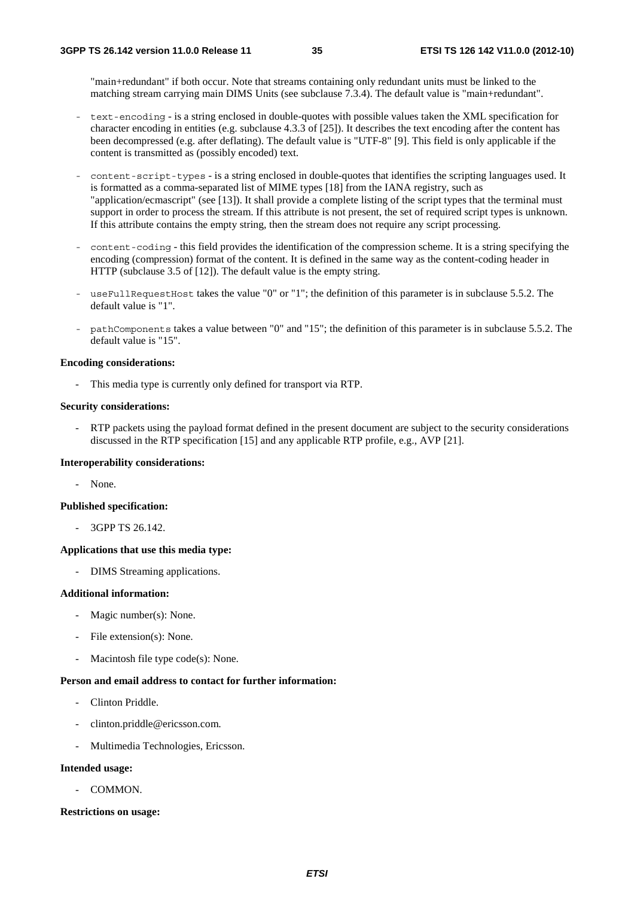"main+redundant" if both occur. Note that streams containing only redundant units must be linked to the matching stream carrying main DIMS Units (see subclause 7.3.4). The default value is "main+redundant".

- `text-encoding` - is a string enclosed in double-quotes with possible values taken the XML specification for character encoding in entities (e.g. subclause 4.3.3 of [25]). It describes the text encoding after the content has been decompressed (e.g. after deflating). The default value is "UTF-8" [9]. This field is only applicable if the content is transmitted as (possibly encoded) text.

- `content-script-types` - is a string enclosed in double-quotes that identifies the scripting languages used. It is formatted as a comma-separated list of MIME types [18] from the IANA registry, such as "application/ecmascript" (see [13]). It shall provide a complete listing of the script types that the terminal must support in order to process the stream. If this attribute is not present, the set of required script types is unknown. If this attribute contains the empty string, then the stream does not require any script processing.

- `content-coding` - this field provides the identification of the compression scheme. It is a string specifying the encoding (compression) format of the content. It is defined in the same way as the content-coding header in HTTP (subclause 3.5 of [12]). The default value is the empty string.

- `useFullRequestHost` takes the value "0" or "1"; the definition of this parameter is in subclause 5.5.2. The default value is "1".

- `pathComponents` takes a value between "0" and "15"; the definition of this parameter is in subclause 5.5.2. The default value is "15".

**Encoding considerations:**

- This media type is currently only defined for transport via RTP.

**Security considerations:**

- RTP packets using the payload format defined in the present document are subject to the security considerations discussed in the RTP specification [15] and any applicable RTP profile, e.g., AVP [21].

**Interoperability considerations:**

- None.

**Published specification:**

- 3GPP TS 26.142.

**Applications that use this media type:**

- DIMS Streaming applications.

**Additional information:**

- Magic number(s): None.
- File extension(s): None.
- Macintosh file type code(s): None.

**Person and email address to contact for further information:**

- Clinton Priddle.
- clinton.priddle@ericsson.com.
- Multimedia Technologies, Ericsson.

**Intended usage:**

- COMMON.

**Restrictions on usage:**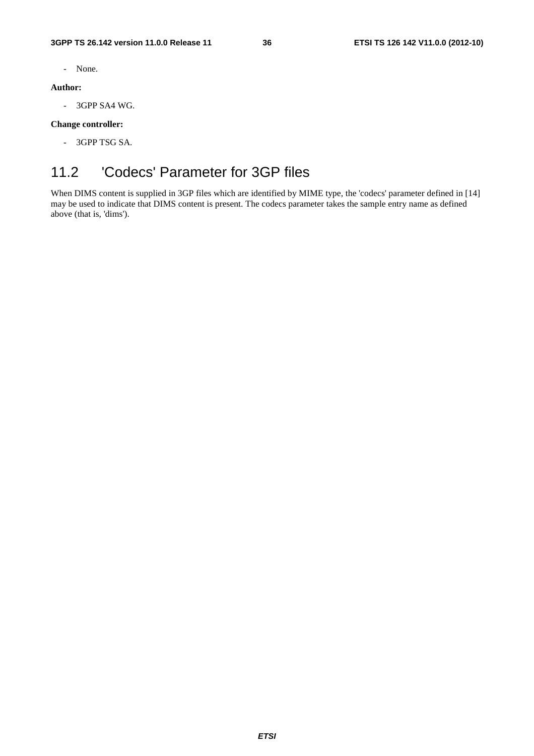- None.

**Author:**

- 3GPP SA4 WG.

**Change controller:**

- 3GPP TSG SA.

## 11.2 'Codecs' Parameter for 3GP files

When DIMS content is supplied in 3GP files which are identified by MIME type, the 'codecs' parameter defined in [14] may be used to indicate that DIMS content is present. The codecs parameter takes the sample entry name as defined above (that is, 'dims').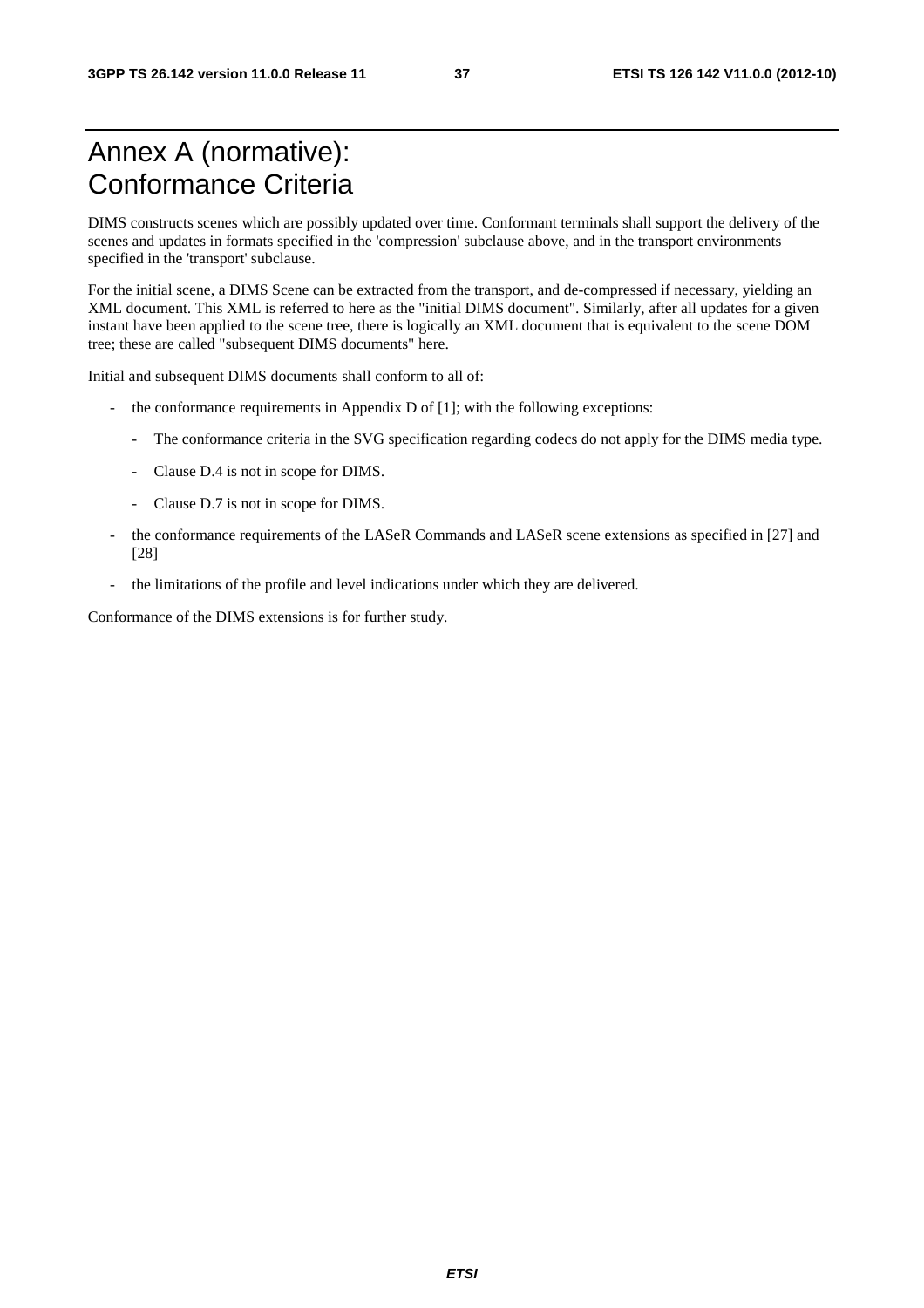# Annex A (normative): Conformance Criteria

DIMS constructs scenes which are possibly updated over time. Conformant terminals shall support the delivery of the scenes and updates in formats specified in the 'compression' subclause above, and in the transport environments specified in the 'transport' subclause.

For the initial scene, a DIMS Scene can be extracted from the transport, and de-compressed if necessary, yielding an XML document. This XML is referred to here as the "initial DIMS document". Similarly, after all updates for a given instant have been applied to the scene tree, there is logically an XML document that is equivalent to the scene DOM tree; these are called "subsequent DIMS documents" here.

Initial and subsequent DIMS documents shall conform to all of:

- the conformance requirements in Appendix D of [1]; with the following exceptions:
    - The conformance criteria in the SVG specification regarding codecs do not apply for the DIMS media type.
    - Clause D.4 is not in scope for DIMS.
    - Clause D.7 is not in scope for DIMS.
- the conformance requirements of the LASeR Commands and LASeR scene extensions as specified in [27] and [28]
- the limitations of the profile and level indications under which they are delivered.

Conformance of the DIMS extensions is for further study.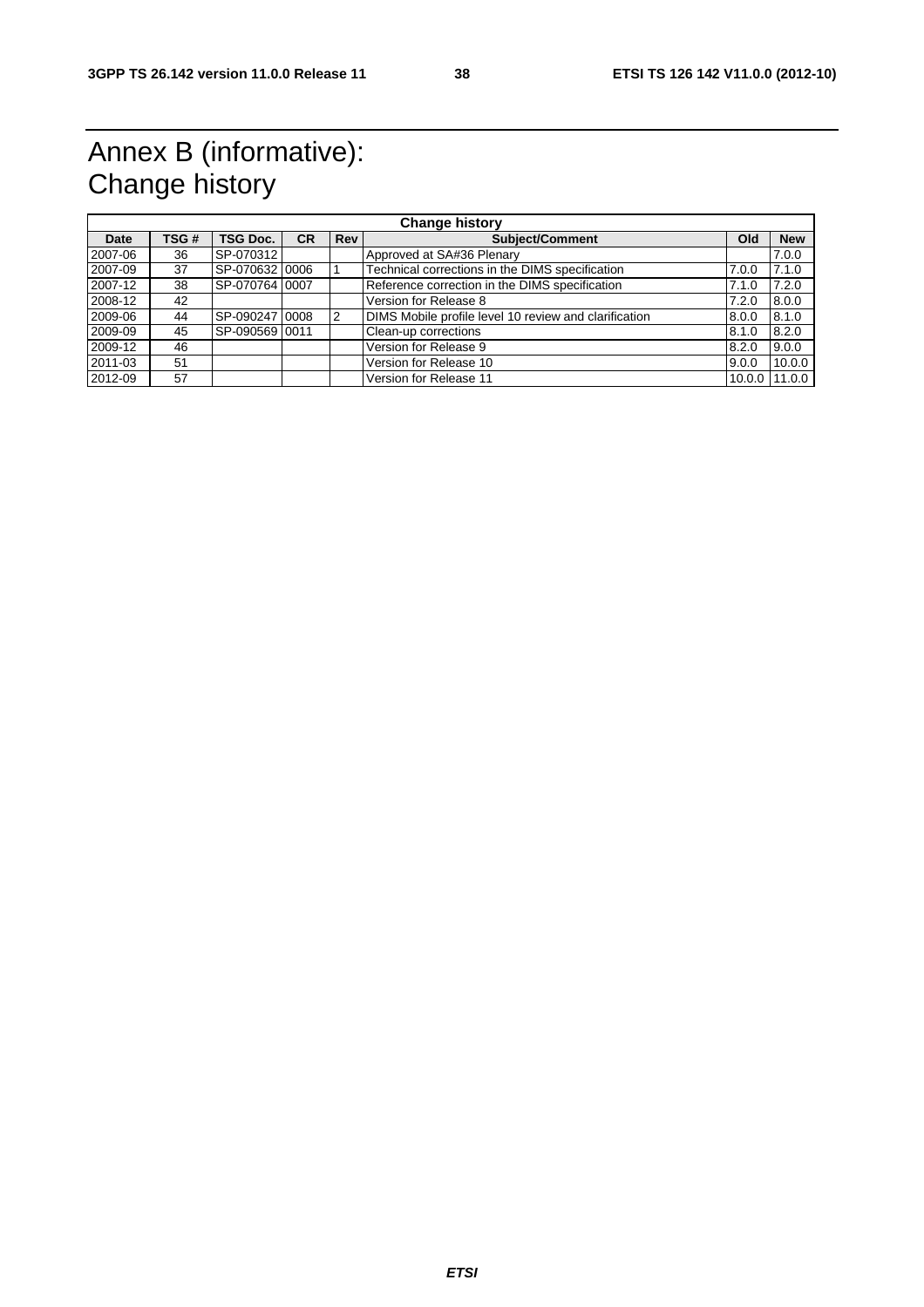# Annex B (informative): Change history

| Change history | | | | | | | |
|---|---|---|---|---|---|---|---|
| **Date** | **TSG #** | **TSG Doc.** | **CR** | **Rev** | **Subject/Comment** | **Old** | **New** |
| 2007-06 | 36 | SP-070312 | | | Approved at SA#36 Plenary | | 7.0.0 |
| 2007-09 | 37 | SP-070632 | 0006 | 1 | Technical corrections in the DIMS specification | 7.0.0 | 7.1.0 |
| 2007-12 | 38 | SP-070764 | 0007 | | Reference correction in the DIMS specification | 7.1.0 | 7.2.0 |
| 2008-12 | 42 | | | | Version for Release 8 | 7.2.0 | 8.0.0 |
| 2009-06 | 44 | SP-090247 | 0008 | 2 | DIMS Mobile profile level 10 review and clarification | 8.0.0 | 8.1.0 |
| 2009-09 | 45 | SP-090569 | 0011 | | Clean-up corrections | 8.1.0 | 8.2.0 |
| 2009-12 | 46 | | | | Version for Release 9 | 8.2.0 | 9.0.0 |
| 2011-03 | 51 | | | | Version for Release 10 | 9.0.0 | 10.0.0 |
| 2012-09 | 57 | | | | Version for Release 11 | 10.0.0 | 11.0.0 |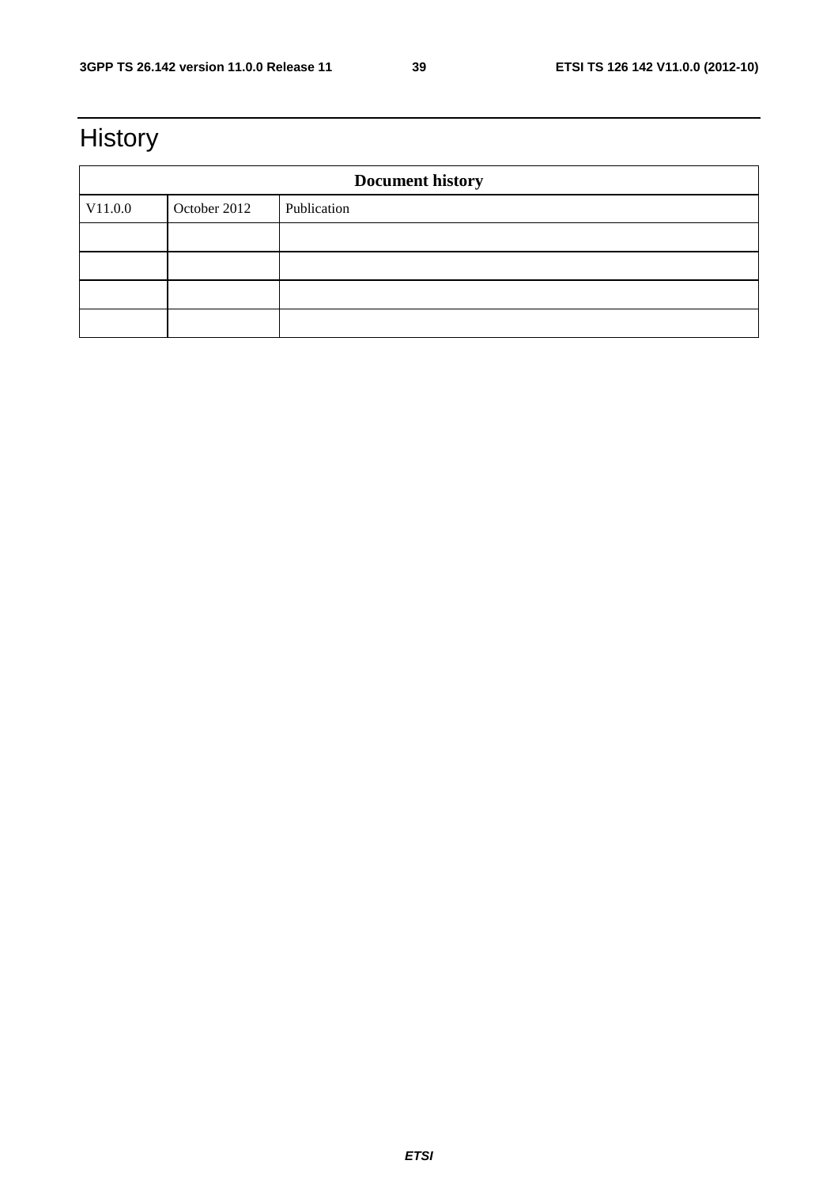# History

| Document history | | |
|---|---|---|
| V11.0.0 | October 2012 | Publication |
| | | |
| | | |
| | | |
| | | |